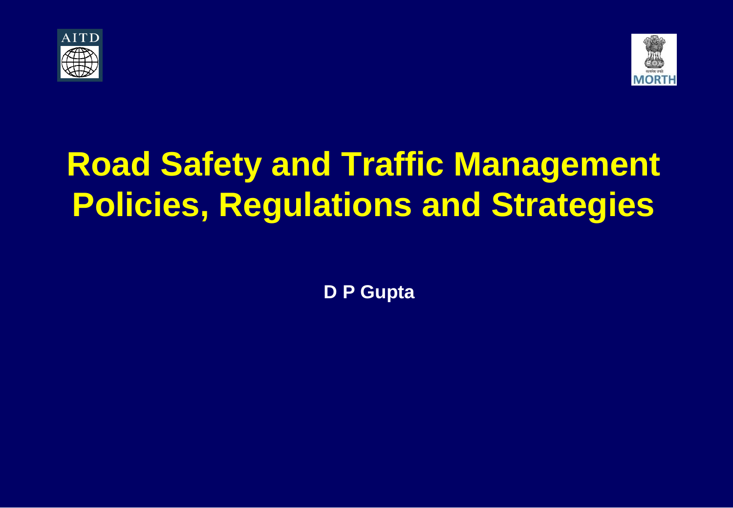# Road Safety and Traffic Management Policies, Regulations and Strategies

**D P Gupta**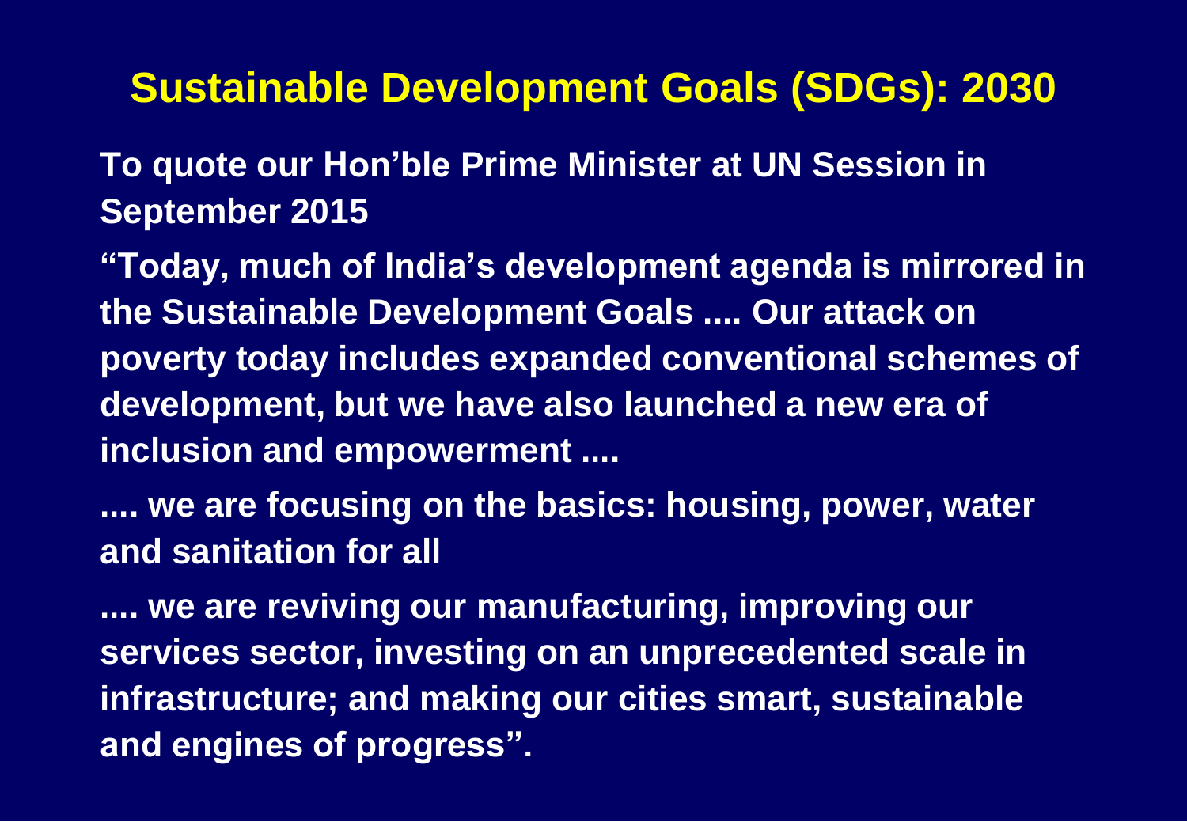# Sustainable Development Goals (SDGs): 2030

**To quote our Hon'ble Prime Minister at UN Session in September 2015**

**"Today, much of India's development agenda is mirrored in the Sustainable Development Goals .... Our attack on poverty today includes expanded conventional schemes of development, but we have also launched a new era of inclusion and empowerment ....**

**.... we are focusing on the basics: housing, power, water and sanitation for all**

**.... we are reviving our manufacturing, improving our services sector, investing on an unprecedented scale in infrastructure; and making our cities smart, sustainable and engines of progress".**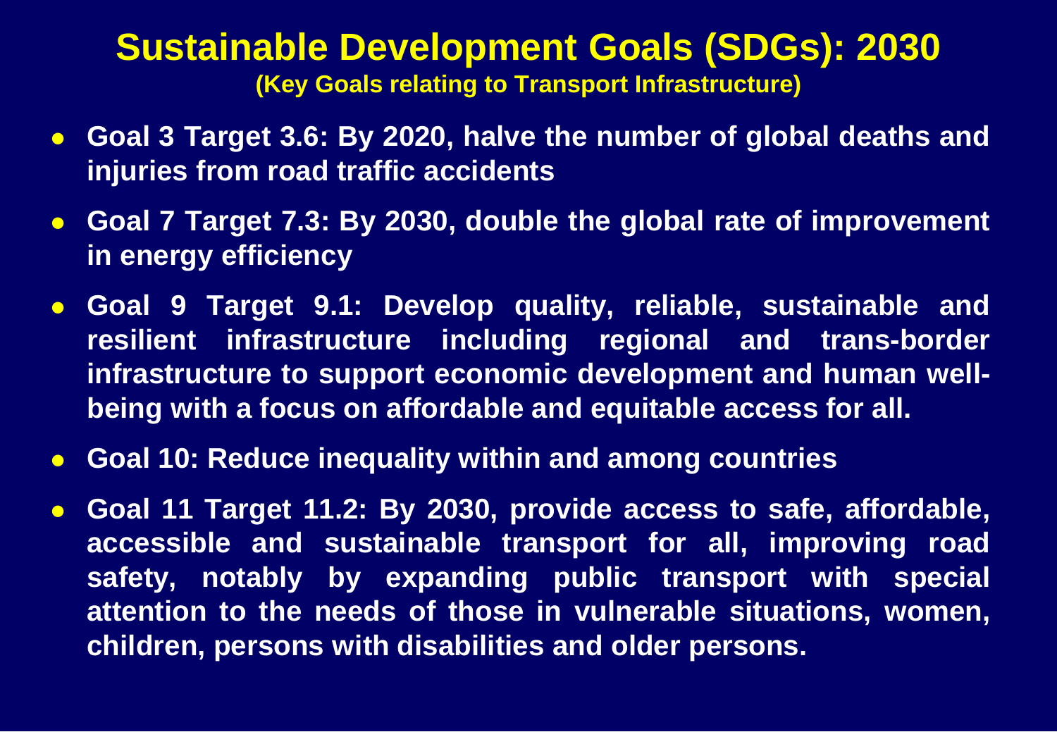# Sustainable Development Goals (SDGs): 2030

**(Key Goals relating to Transport Infrastructure)**

- **Goal 3 Target 3.6: By 2020, halve the number of global deaths and injuries from road traffic accidents**
- **Goal 7 Target 7.3: By 2030, double the global rate of improvement in energy efficiency**
- **Goal 9 Target 9.1: Develop quality, reliable, sustainable and resilient infrastructure including regional and trans-border infrastructure to support economic development and human well-being with a focus on affordable and equitable access for all.**
- **Goal 10: Reduce inequality within and among countries**
- **Goal 11 Target 11.2: By 2030, provide access to safe, affordable, accessible and sustainable transport for all, improving road safety, notably by expanding public transport with special attention to the needs of those in vulnerable situations, women, children, persons with disabilities and older persons.**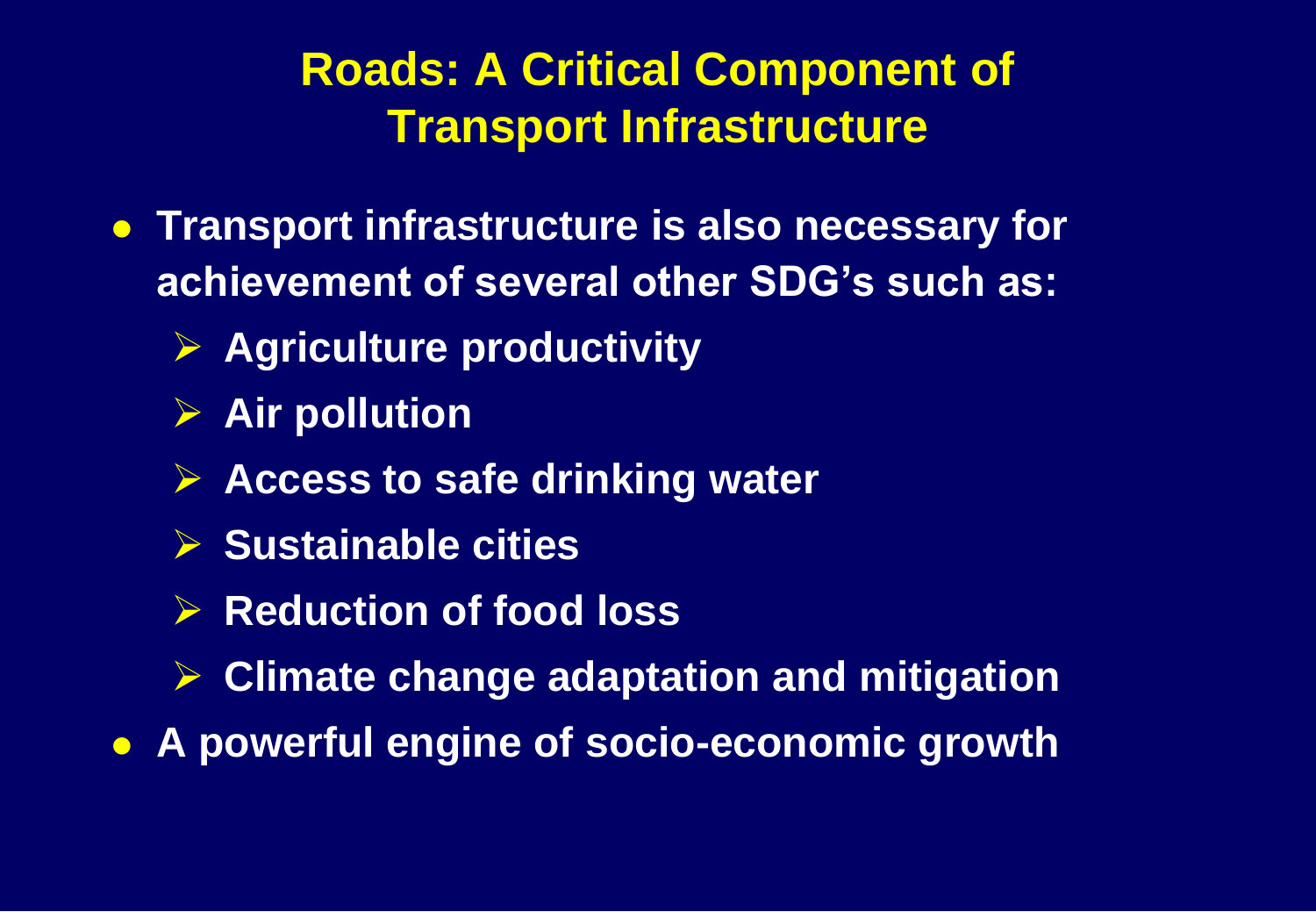# Roads: A Critical Component of Transport Infrastructure

- **Transport infrastructure is also necessary for achievement of several other SDG's such as:**
  - **Agriculture productivity**
  - **Air pollution**
  - **Access to safe drinking water**
  - **Sustainable cities**
  - **Reduction of food loss**
  - **Climate change adaptation and mitigation**
- **A powerful engine of socio-economic growth**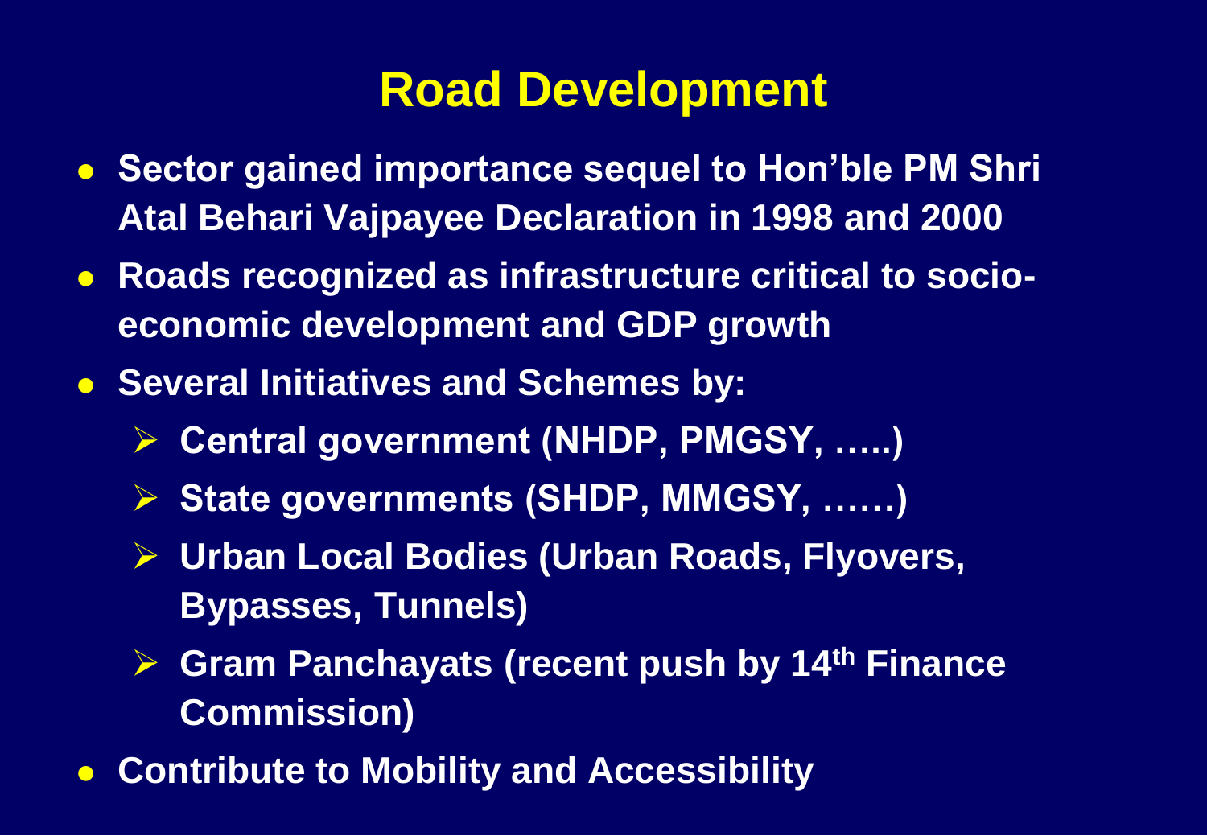# Road Development

- **Sector gained importance sequel to Hon'ble PM Shri Atal Behari Vajpayee Declaration in 1998 and 2000**
- **Roads recognized as infrastructure critical to socio-economic development and GDP growth**
- **Several Initiatives and Schemes by:**
  - **Central government (NHDP, PMGSY, …..)**
  - **State governments (SHDP, MMGSY, ……)**
  - **Urban Local Bodies (Urban Roads, Flyovers, Bypasses, Tunnels)**
  - **Gram Panchayats (recent push by 14th Finance Commission)**
- **Contribute to Mobility and Accessibility**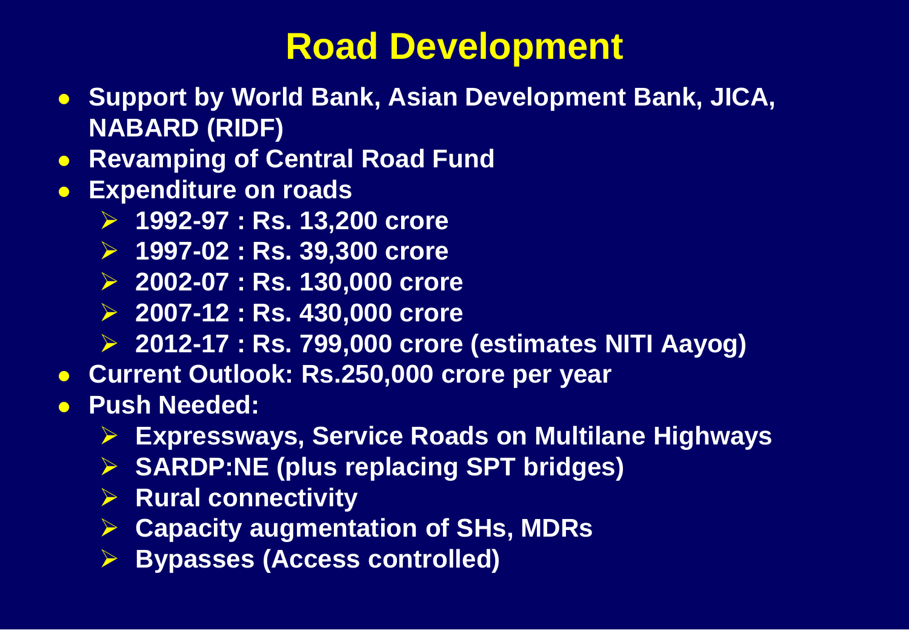# Road Development

- **Support by World Bank, Asian Development Bank, JICA, NABARD (RIDF)**
- **Revamping of Central Road Fund**
- **Expenditure on roads**
  - **1992-97 : Rs. 13,200 crore**
  - **1997-02 : Rs. 39,300 crore**
  - **2002-07 : Rs. 130,000 crore**
  - **2007-12 : Rs. 430,000 crore**
  - **2012-17 : Rs. 799,000 crore (estimates NITI Aayog)**
- **Current Outlook: Rs.250,000 crore per year**
- **Push Needed:**
  - **Expressways, Service Roads on Multilane Highways**
  - **SARDP:NE (plus replacing SPT bridges)**
  - **Rural connectivity**
  - **Capacity augmentation of SHs, MDRs**
  - **Bypasses (Access controlled)**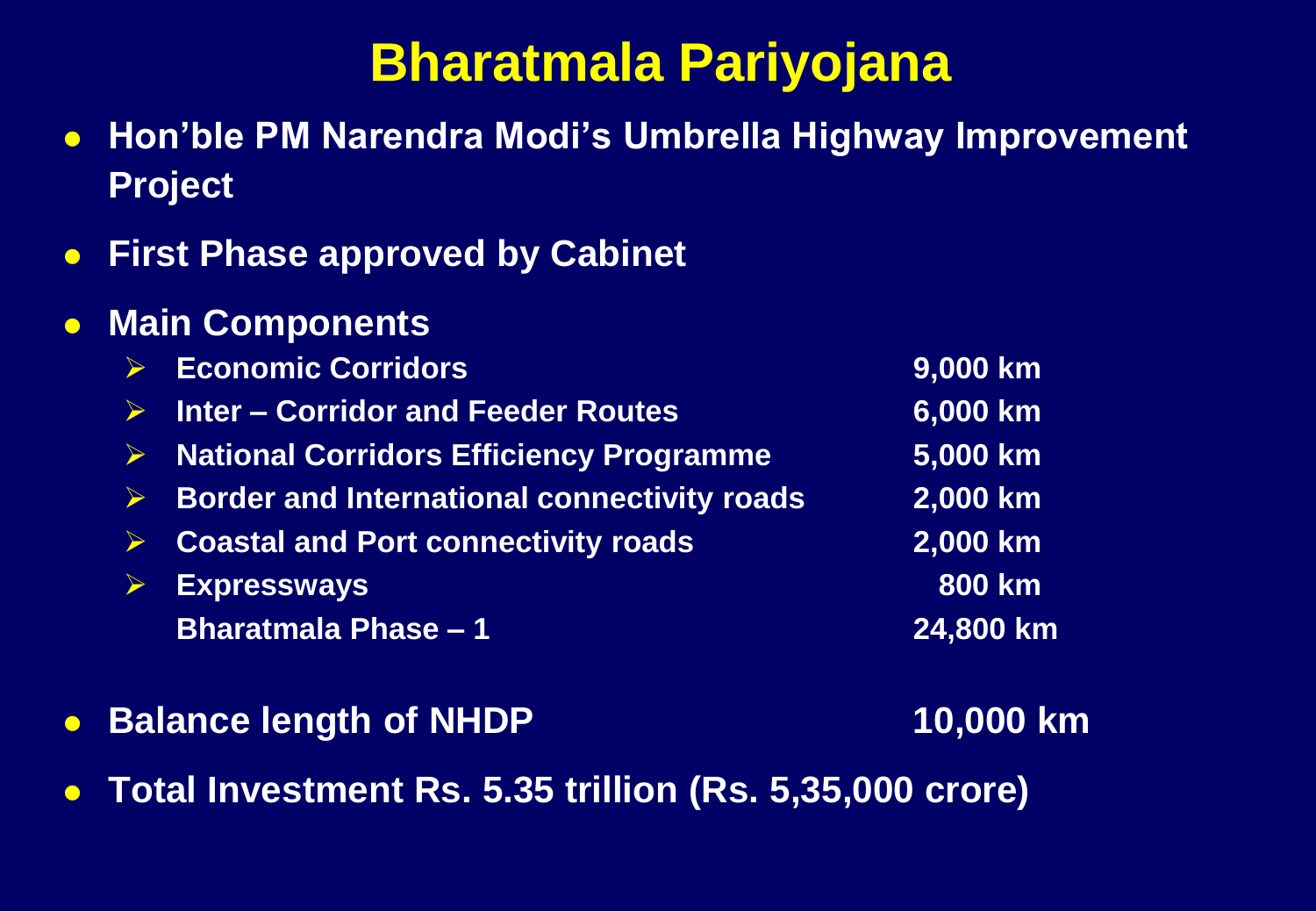# Bharatmala Pariyojana

- **Hon'ble PM Narendra Modi's Umbrella Highway Improvement Project**
- **First Phase approved by Cabinet**
- **Main Components**

| Component | Length |
|---|---|
| Economic Corridors | 9,000 km |
| Inter – Corridor and Feeder Routes | 6,000 km |
| National Corridors Efficiency Programme | 5,000 km |
| Border and International connectivity roads | 2,000 km |
| Coastal and Port connectivity roads | 2,000 km |
| Expressways | 800 km |
| **Bharatmala Phase – 1** | **24,800 km** |

- **Balance length of NHDP** — **10,000 km**
- **Total Investment Rs. 5.35 trillion (Rs. 5,35,000 crore)**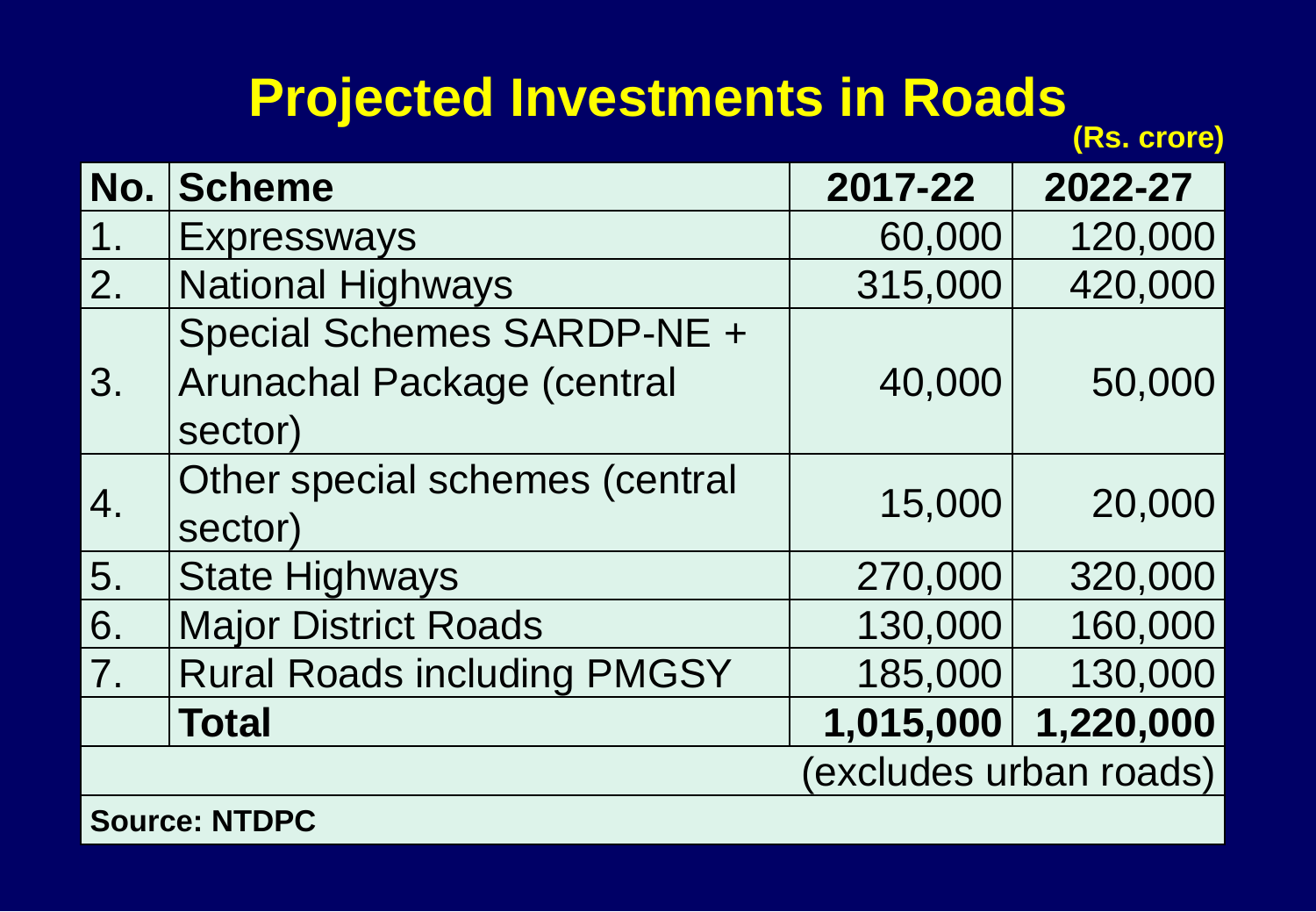# Projected Investments in Roads

**(Rs. crore)**

| No. | Scheme | 2017-22 | 2022-27 |
|---|---|---|---|
| 1. | Expressways | 60,000 | 120,000 |
| 2. | National Highways | 315,000 | 420,000 |
| 3. | Special Schemes SARDP-NE + Arunachal Package (central sector) | 40,000 | 50,000 |
| 4. | Other special schemes (central sector) | 15,000 | 20,000 |
| 5. | State Highways | 270,000 | 320,000 |
| 6. | Major District Roads | 130,000 | 160,000 |
| 7. | Rural Roads including PMGSY | 185,000 | 130,000 |
| | **Total** | **1,015,000** | **1,220,000** |
| | | (excludes urban roads) | |

**Source: NTDPC**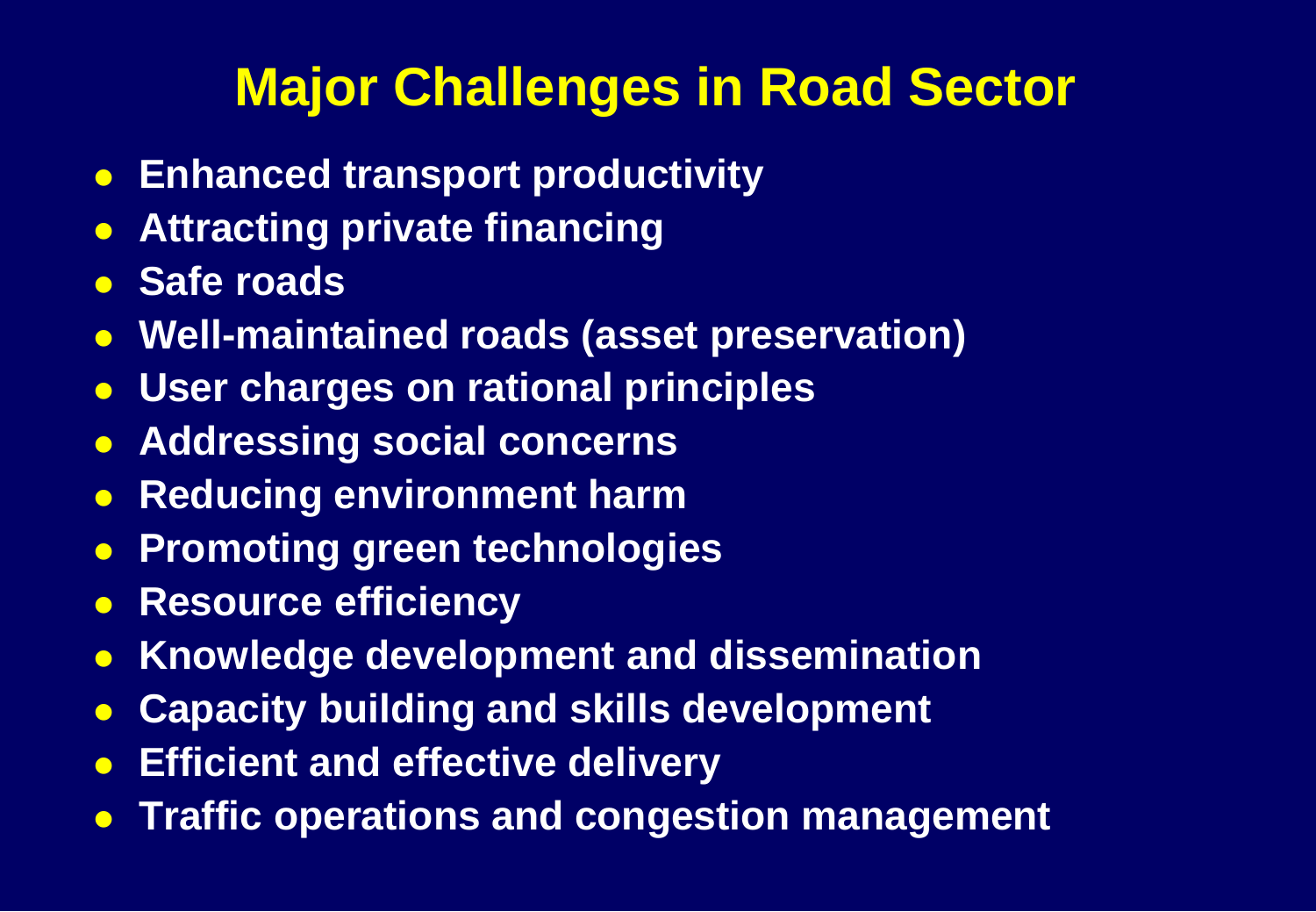# Major Challenges in Road Sector

- Enhanced transport productivity
- Attracting private financing
- Safe roads
- Well-maintained roads (asset preservation)
- User charges on rational principles
- Addressing social concerns
- Reducing environment harm
- Promoting green technologies
- Resource efficiency
- Knowledge development and dissemination
- Capacity building and skills development
- Efficient and effective delivery
- Traffic operations and congestion management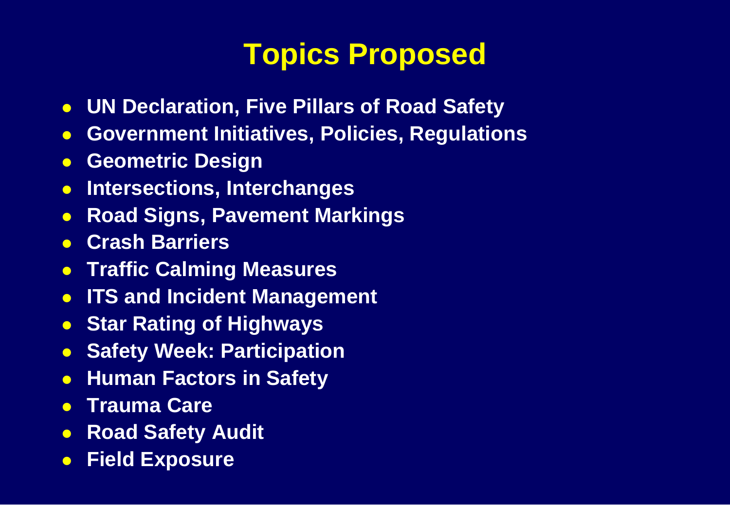# Topics Proposed

- **UN Declaration, Five Pillars of Road Safety**
- **Government Initiatives, Policies, Regulations**
- **Geometric Design**
- **Intersections, Interchanges**
- **Road Signs, Pavement Markings**
- **Crash Barriers**
- **Traffic Calming Measures**
- **ITS and Incident Management**
- **Star Rating of Highways**
- **Safety Week: Participation**
- **Human Factors in Safety**
- **Trauma Care**
- **Road Safety Audit**
- **Field Exposure**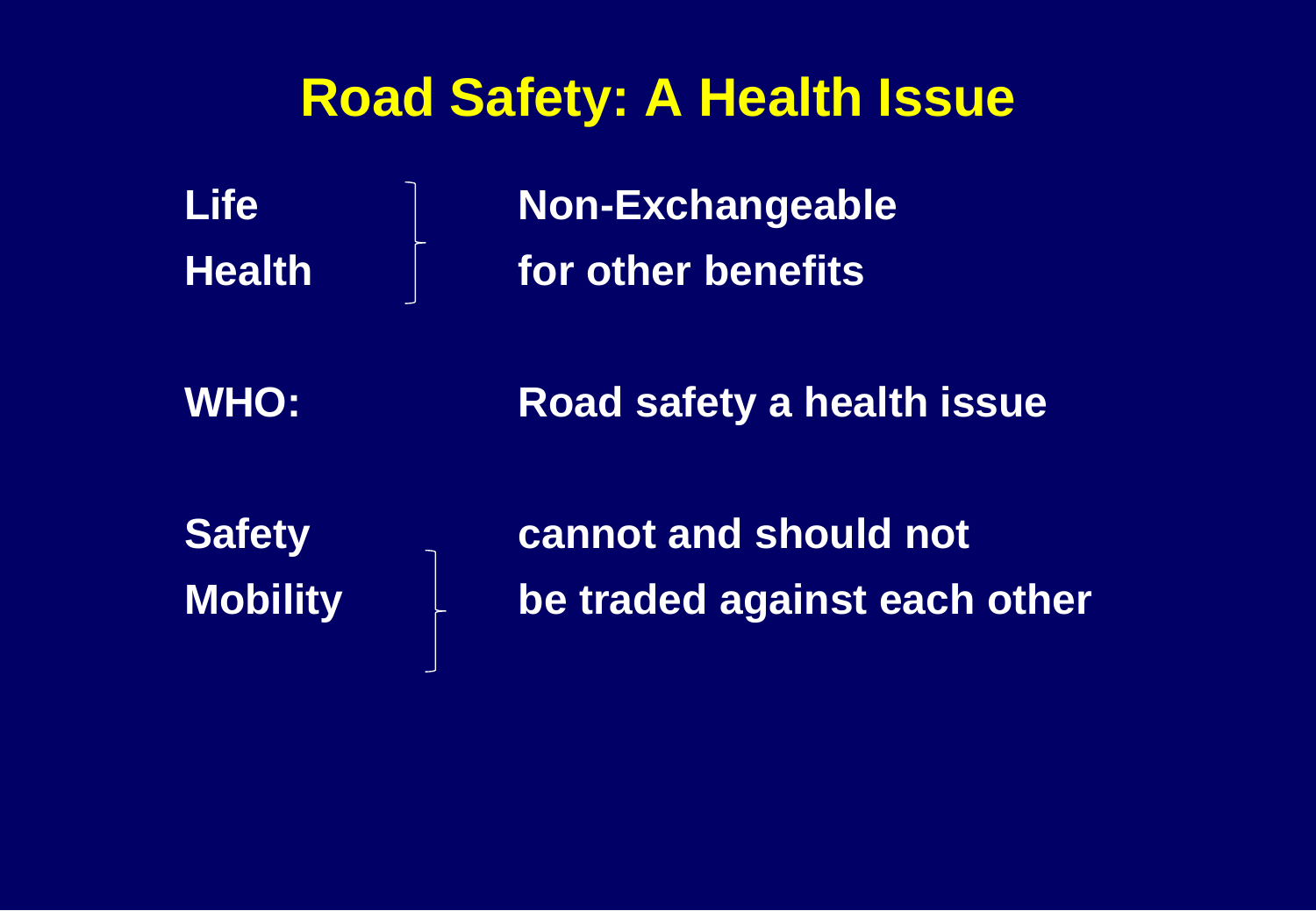# Road Safety: A Health Issue

**Life** / **Health** — **Non-Exchangeable for other benefits**

**WHO:** **Road safety a health issue**

**Safety** / **Mobility** — **cannot and should not be traded against each other**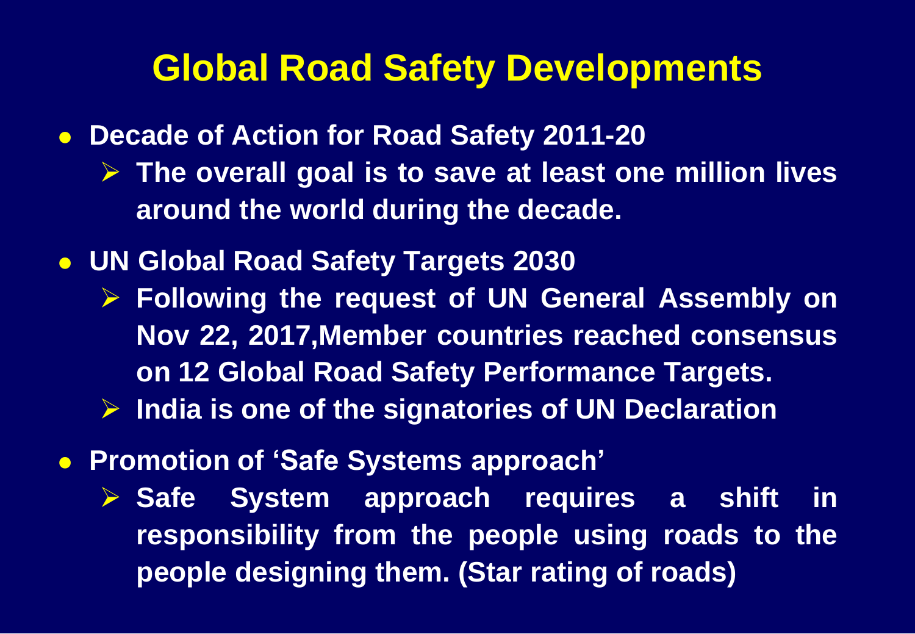# Global Road Safety Developments

- **Decade of Action for Road Safety 2011-20**
  - **The overall goal is to save at least one million lives around the world during the decade.**
- **UN Global Road Safety Targets 2030**
  - **Following the request of UN General Assembly on Nov 22, 2017,Member countries reached consensus on 12 Global Road Safety Performance Targets.**
  - **India is one of the signatories of UN Declaration**
- **Promotion of 'Safe Systems approach'**
  - **Safe System approach requires a shift in responsibility from the people using roads to the people designing them. (Star rating of roads)**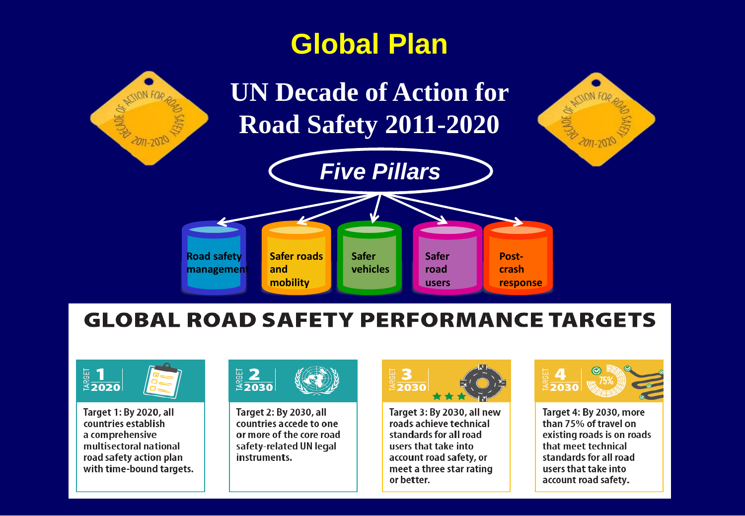# Global Plan

## UN Decade of Action for Road Safety 2011-2020

### *Five Pillars*

- Road safety management
- Safer roads and mobility
- Safer vehicles
- Safer road users
- Post-crash response

## GLOBAL ROAD SAFETY PERFORMANCE TARGETS

**TARGET 1 — 2020**

Target 1: By 2020, all countries establish a comprehensive multisectoral national road safety action plan with time-bound targets.

**TARGET 2 — 2030**

Target 2: By 2030, all countries accede to one or more of the core road safety-related UN legal instruments.

**TARGET 3 — 2030**

Target 3: By 2030, all new roads achieve technical standards for all road users that take into account road safety, or meet a three star rating or better.

**TARGET 4 — 2030**

Target 4: By 2030, more than 75% of travel on existing roads is on roads that meet technical standards for all road users that take into account road safety.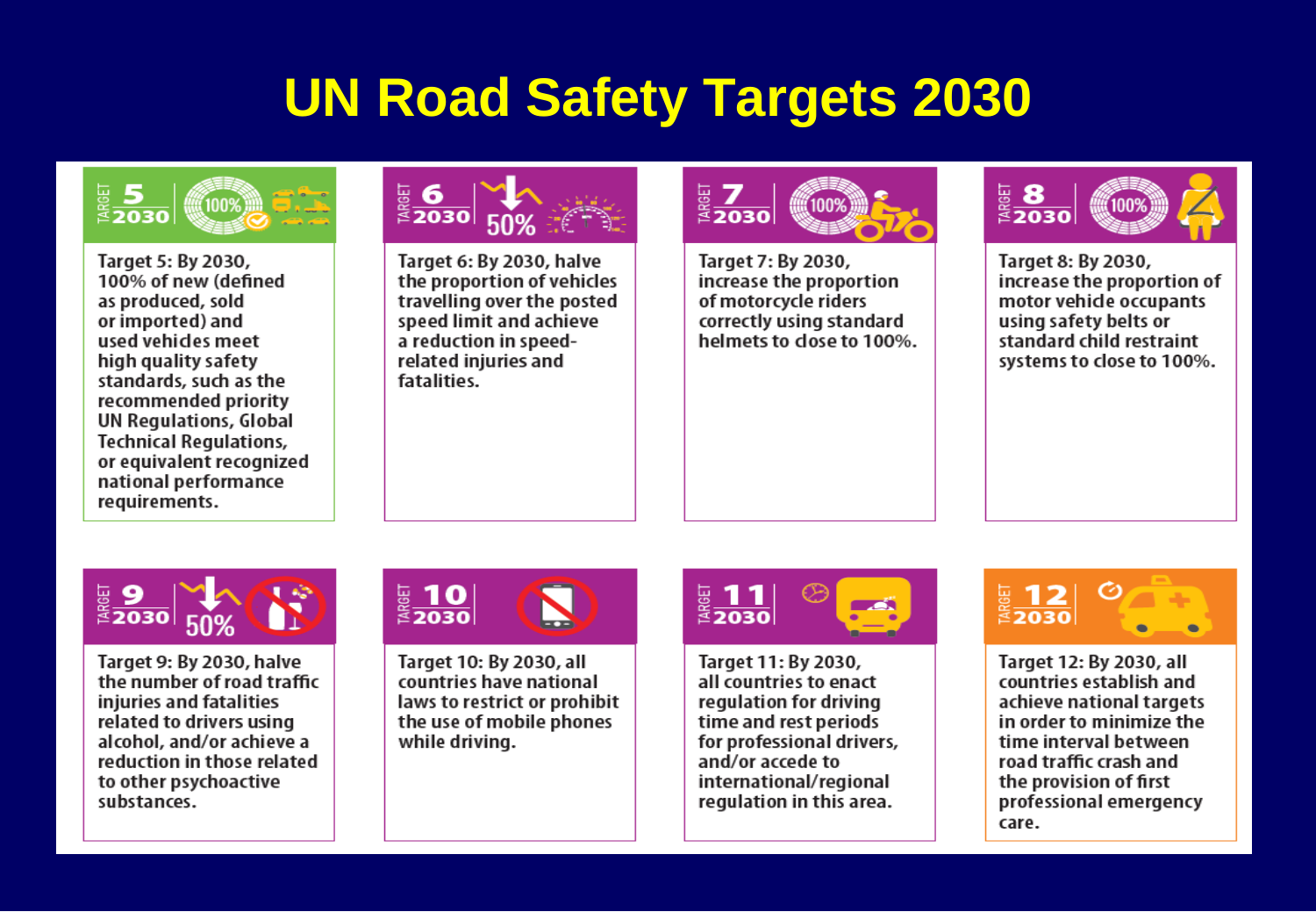# UN Road Safety Targets 2030

**TARGET 5 2030** — 100%

Target 5: By 2030, 100% of new (defined as produced, sold or imported) and used vehicles meet high quality safety standards, such as the recommended priority UN Regulations, Global Technical Regulations, or equivalent recognized national performance requirements.

**TARGET 6 2030** — 50%

Target 6: By 2030, halve the proportion of vehicles travelling over the posted speed limit and achieve a reduction in speed-related injuries and fatalities.

**TARGET 7 2030** — 100%

Target 7: By 2030, increase the proportion of motorcycle riders correctly using standard helmets to close to 100%.

**TARGET 8 2030** — 100%

Target 8: By 2030, increase the proportion of motor vehicle occupants using safety belts or standard child restraint systems to close to 100%.

**TARGET 9 2030** — 50%

Target 9: By 2030, halve the number of road traffic injuries and fatalities related to drivers using alcohol, and/or achieve a reduction in those related to other psychoactive substances.

**TARGET 10 2030**

Target 10: By 2030, all countries have national laws to restrict or prohibit the use of mobile phones while driving.

**TARGET 11 2030**

Target 11: By 2030, all countries to enact regulation for driving time and rest periods for professional drivers, and/or accede to international/regional regulation in this area.

**TARGET 12 2030**

Target 12: By 2030, all countries establish and achieve national targets in order to minimize the time interval between road traffic crash and the provision of first professional emergency care.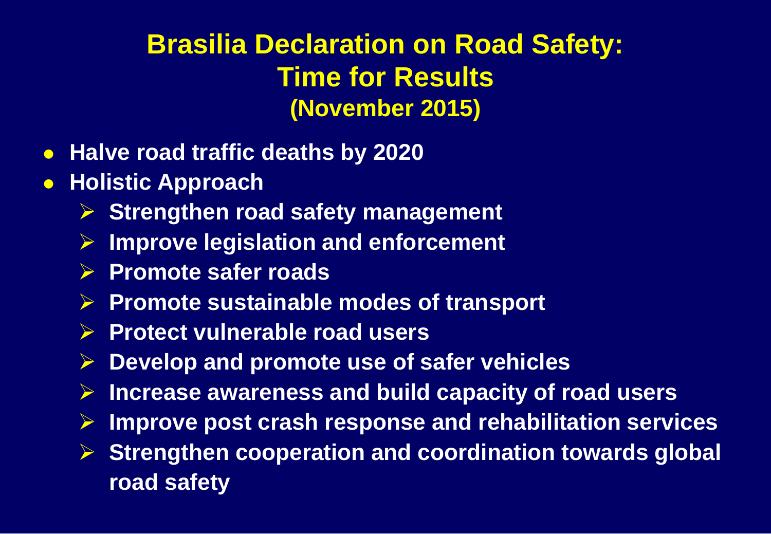# Brasilia Declaration on Road Safety: Time for Results (November 2015)

- **Halve road traffic deaths by 2020**
- **Holistic Approach**
  - **Strengthen road safety management**
  - **Improve legislation and enforcement**
  - **Promote safer roads**
  - **Promote sustainable modes of transport**
  - **Protect vulnerable road users**
  - **Develop and promote use of safer vehicles**
  - **Increase awareness and build capacity of road users**
  - **Improve post crash response and rehabilitation services**
  - **Strengthen cooperation and coordination towards global road safety**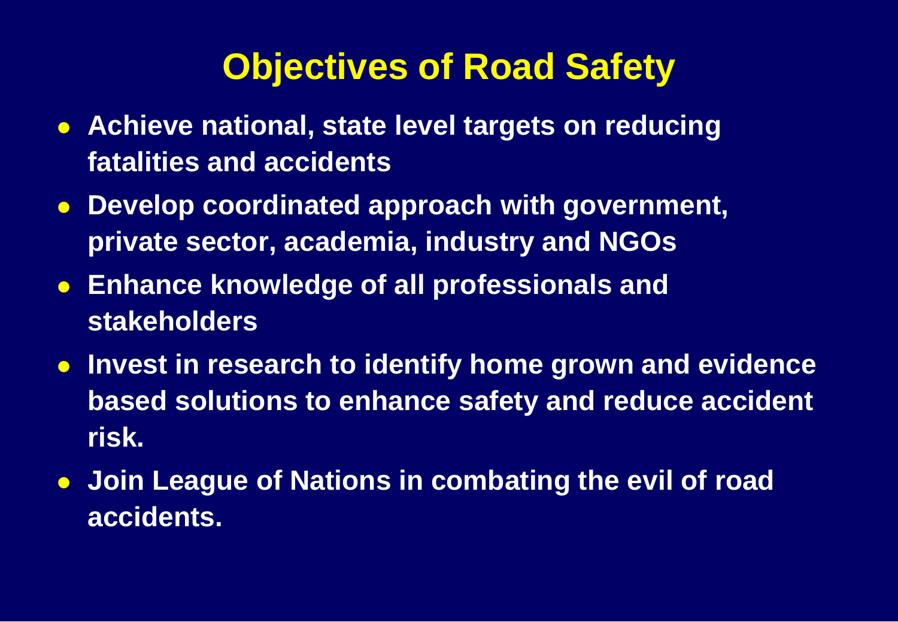# Objectives of Road Safety

- **Achieve national, state level targets on reducing fatalities and accidents**
- **Develop coordinated approach with government, private sector, academia, industry and NGOs**
- **Enhance knowledge of all professionals and stakeholders**
- **Invest in research to identify home grown and evidence based solutions to enhance safety and reduce accident risk.**
- **Join League of Nations in combating the evil of road accidents.**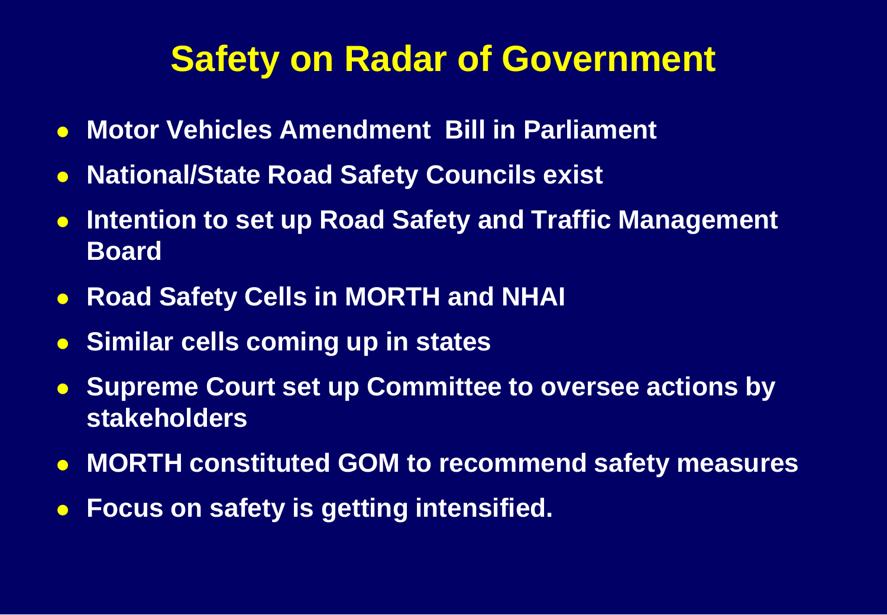# Safety on Radar of Government

- Motor Vehicles Amendment Bill in Parliament
- National/State Road Safety Councils exist
- Intention to set up Road Safety and Traffic Management Board
- Road Safety Cells in MORTH and NHAI
- Similar cells coming up in states
- Supreme Court set up Committee to oversee actions by stakeholders
- MORTH constituted GOM to recommend safety measures
- Focus on safety is getting intensified.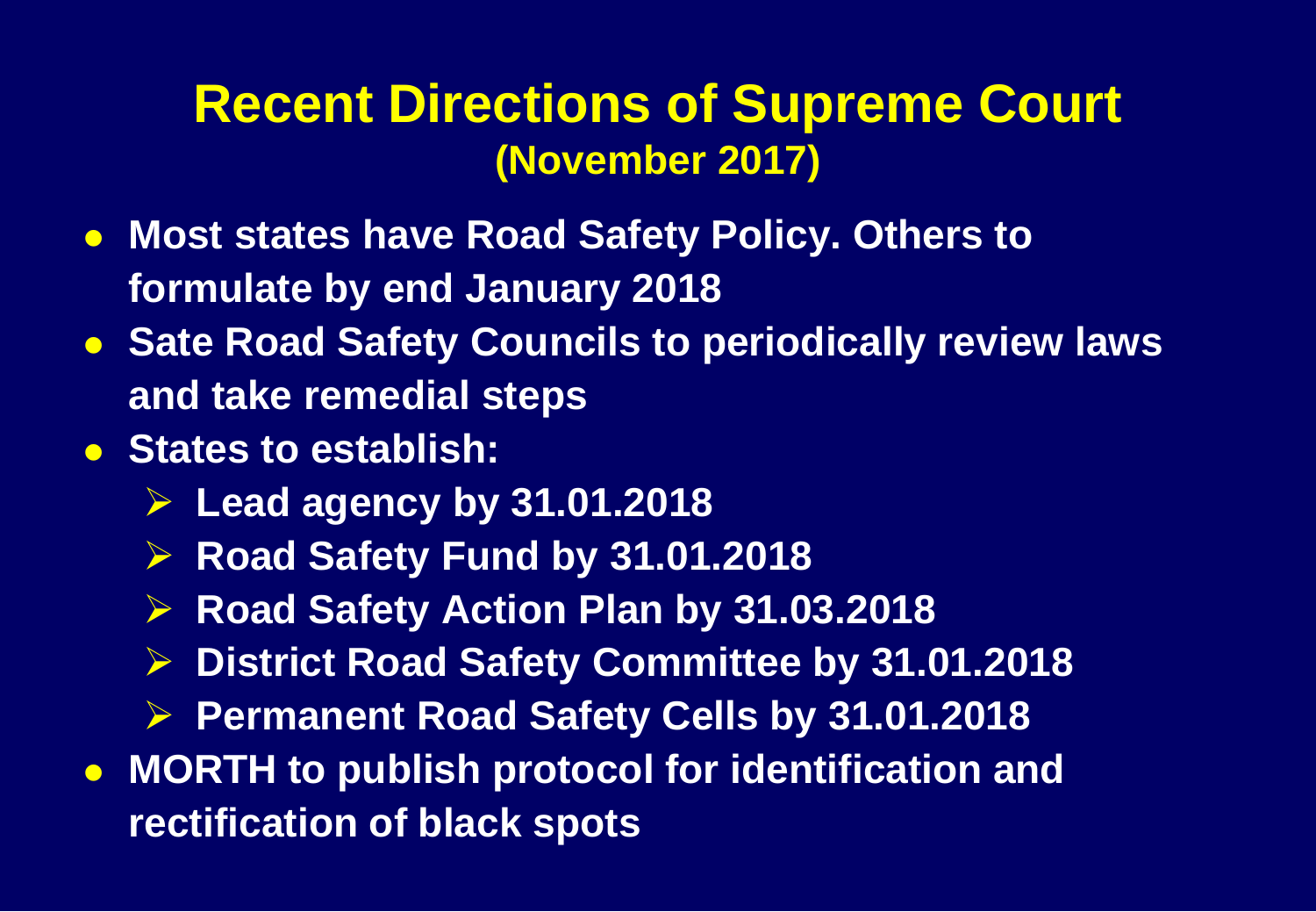# Recent Directions of Supreme Court
## (November 2017)

- **Most states have Road Safety Policy. Others to formulate by end January 2018**
- **Sate Road Safety Councils to periodically review laws and take remedial steps**
- **States to establish:**
  - **Lead agency by 31.01.2018**
  - **Road Safety Fund by 31.01.2018**
  - **Road Safety Action Plan by 31.03.2018**
  - **District Road Safety Committee by 31.01.2018**
  - **Permanent Road Safety Cells by 31.01.2018**
- **MORTH to publish protocol for identification and rectification of black spots**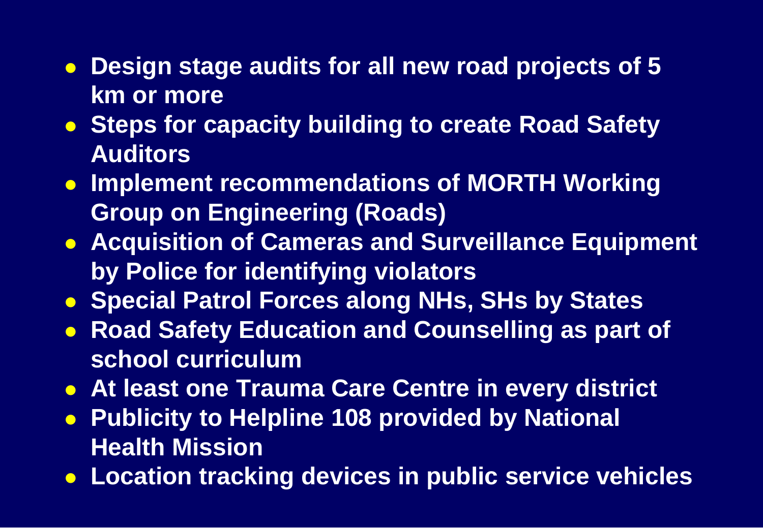- **Design stage audits for all new road projects of 5 km or more**
- **Steps for capacity building to create Road Safety Auditors**
- **Implement recommendations of MORTH Working Group on Engineering (Roads)**
- **Acquisition of Cameras and Surveillance Equipment by Police for identifying violators**
- **Special Patrol Forces along NHs, SHs by States**
- **Road Safety Education and Counselling as part of school curriculum**
- **At least one Trauma Care Centre in every district**
- **Publicity to Helpline 108 provided by National Health Mission**
- **Location tracking devices in public service vehicles**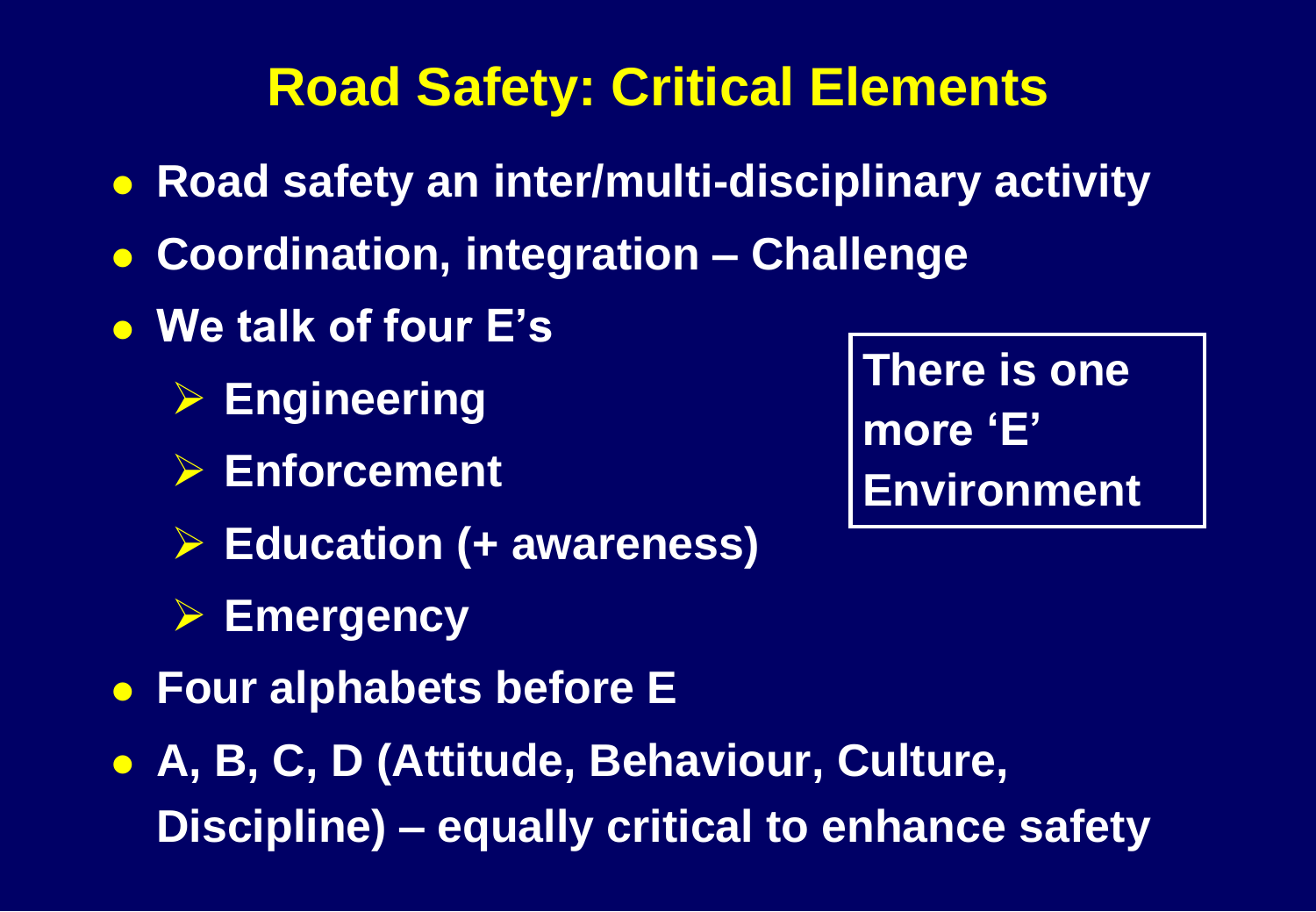# Road Safety: Critical Elements

- **Road safety an inter/multi-disciplinary activity**
- **Coordination, integration – Challenge**
- **We talk of four E's**
  - **Engineering**
  - **Enforcement**
  - **Education (+ awareness)**
  - **Emergency**

**There is one more 'E' Environment**

- **Four alphabets before E**
- **A, B, C, D (Attitude, Behaviour, Culture, Discipline) – equally critical to enhance safety**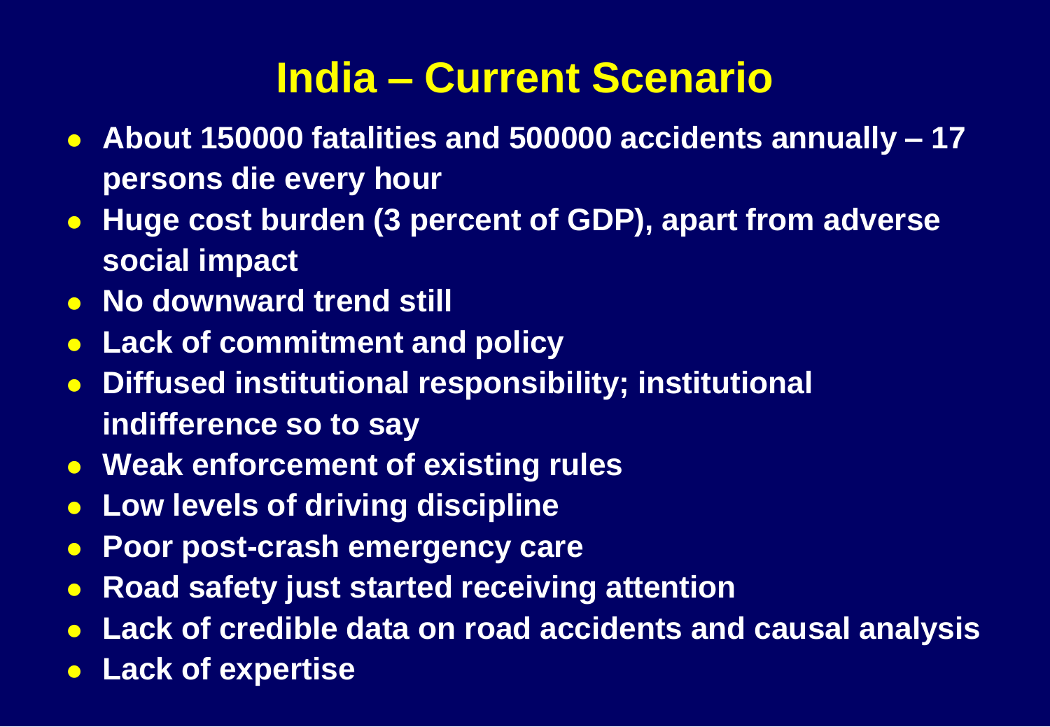# India – Current Scenario

- **About 150000 fatalities and 500000 accidents annually – 17 persons die every hour**
- **Huge cost burden (3 percent of GDP), apart from adverse social impact**
- **No downward trend still**
- **Lack of commitment and policy**
- **Diffused institutional responsibility; institutional indifference so to say**
- **Weak enforcement of existing rules**
- **Low levels of driving discipline**
- **Poor post-crash emergency care**
- **Road safety just started receiving attention**
- **Lack of credible data on road accidents and causal analysis**
- **Lack of expertise**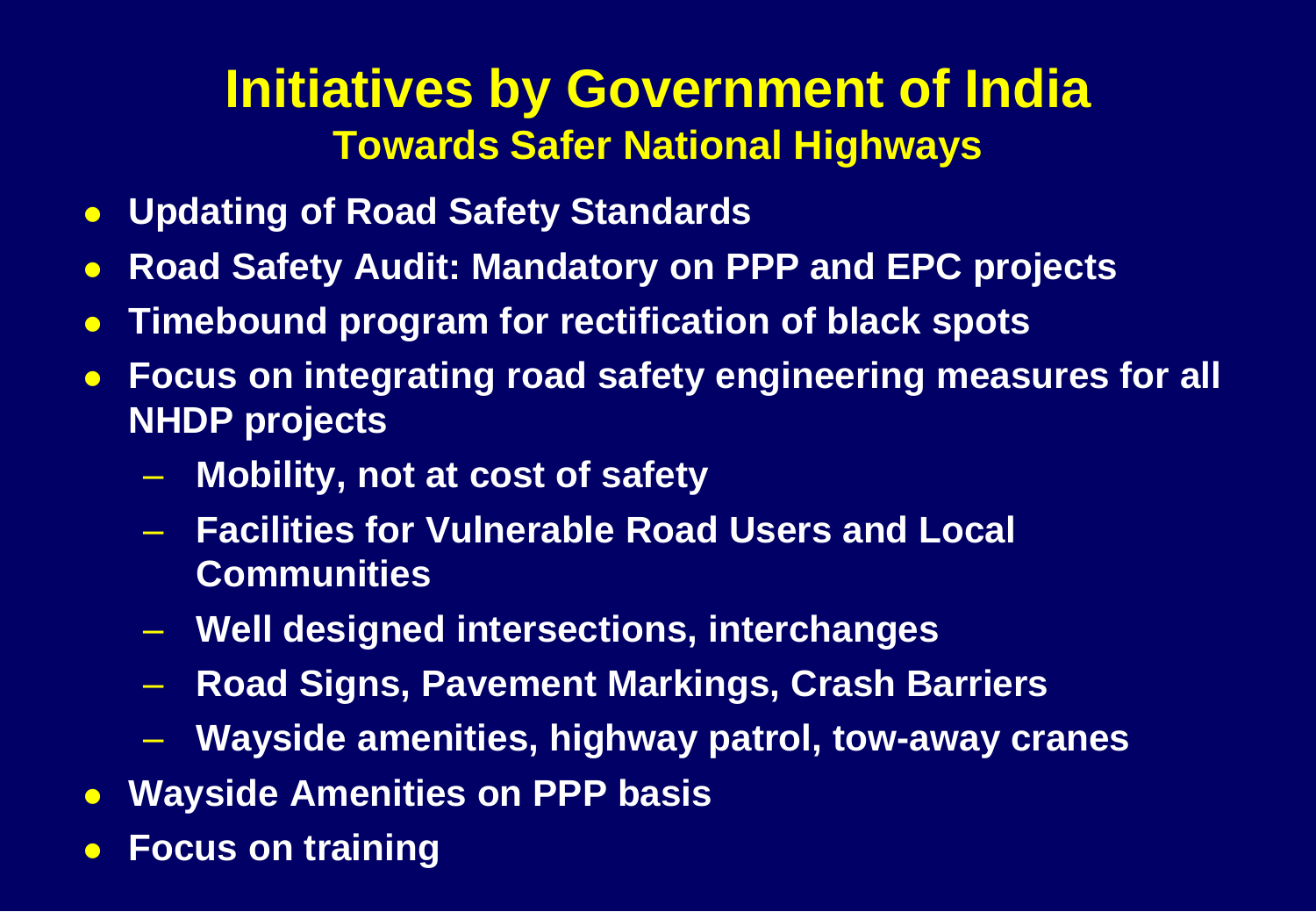# Initiatives by Government of India

## Towards Safer National Highways

- **Updating of Road Safety Standards**
- **Road Safety Audit: Mandatory on PPP and EPC projects**
- **Timebound program for rectification of black spots**
- **Focus on integrating road safety engineering measures for all NHDP projects**
  - **Mobility, not at cost of safety**
  - **Facilities for Vulnerable Road Users and Local Communities**
  - **Well designed intersections, interchanges**
  - **Road Signs, Pavement Markings, Crash Barriers**
  - **Wayside amenities, highway patrol, tow-away cranes**
- **Wayside Amenities on PPP basis**
- **Focus on training**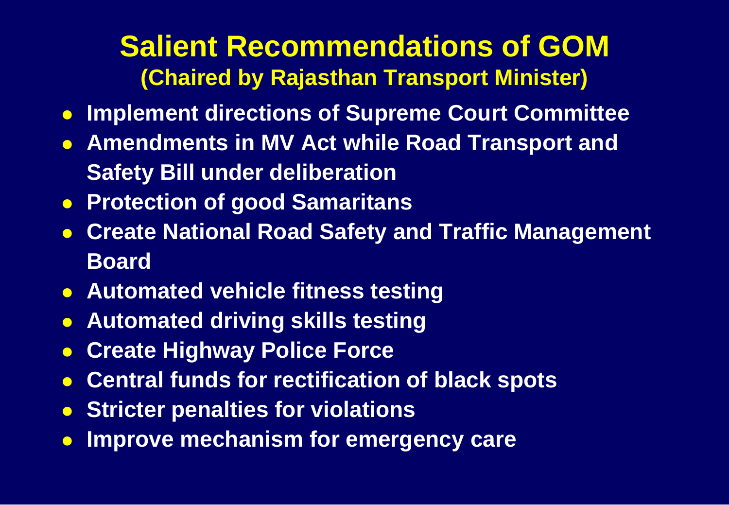# Salient Recommendations of GOM

## (Chaired by Rajasthan Transport Minister)

- Implement directions of Supreme Court Committee
- Amendments in MV Act while Road Transport and Safety Bill under deliberation
- Protection of good Samaritans
- Create National Road Safety and Traffic Management Board
- Automated vehicle fitness testing
- Automated driving skills testing
- Create Highway Police Force
- Central funds for rectification of black spots
- Stricter penalties for violations
- Improve mechanism for emergency care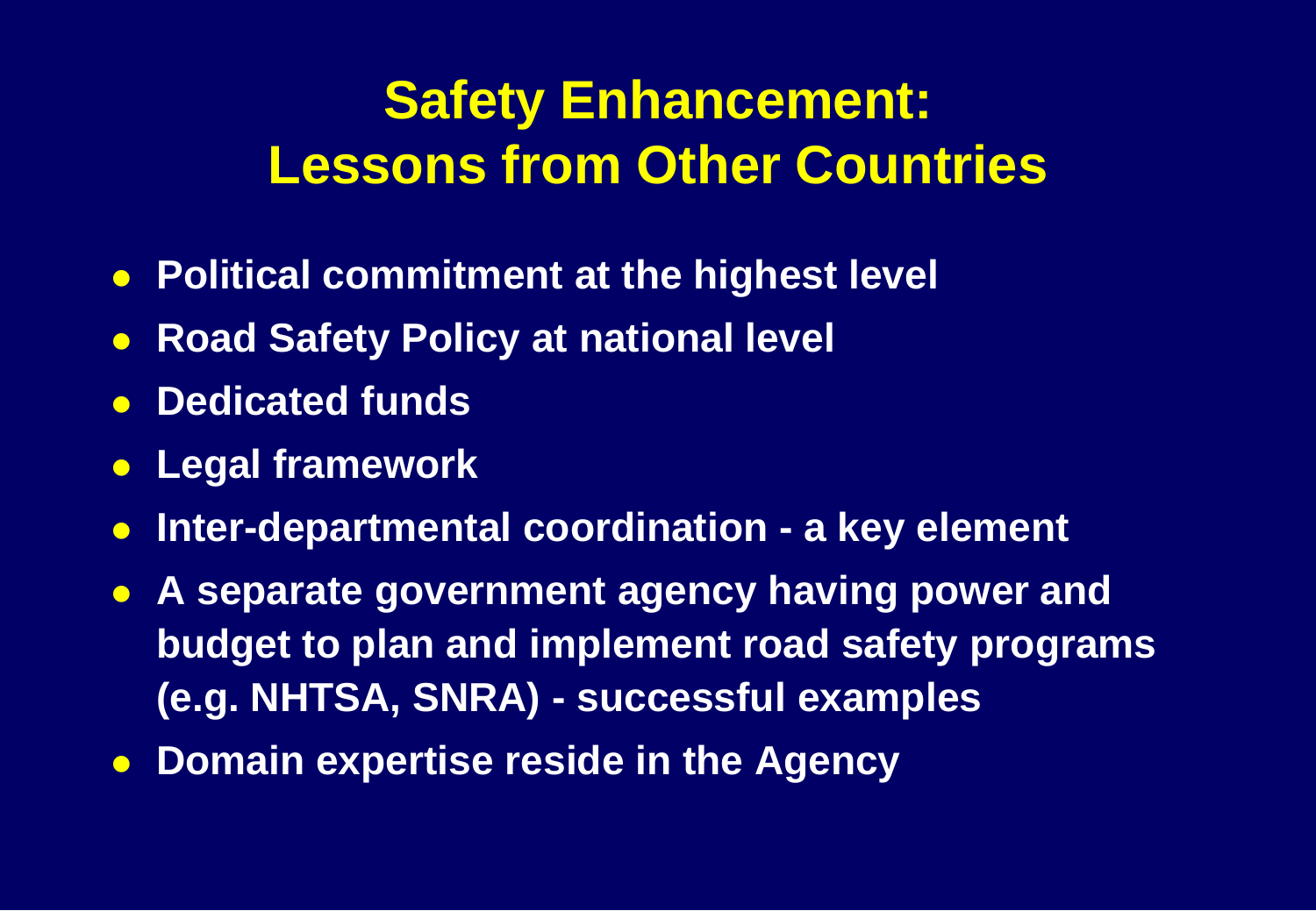# Safety Enhancement: Lessons from Other Countries

- **Political commitment at the highest level**
- **Road Safety Policy at national level**
- **Dedicated funds**
- **Legal framework**
- **Inter-departmental coordination - a key element**
- **A separate government agency having power and budget to plan and implement road safety programs (e.g. NHTSA, SNRA) - successful examples**
- **Domain expertise reside in the Agency**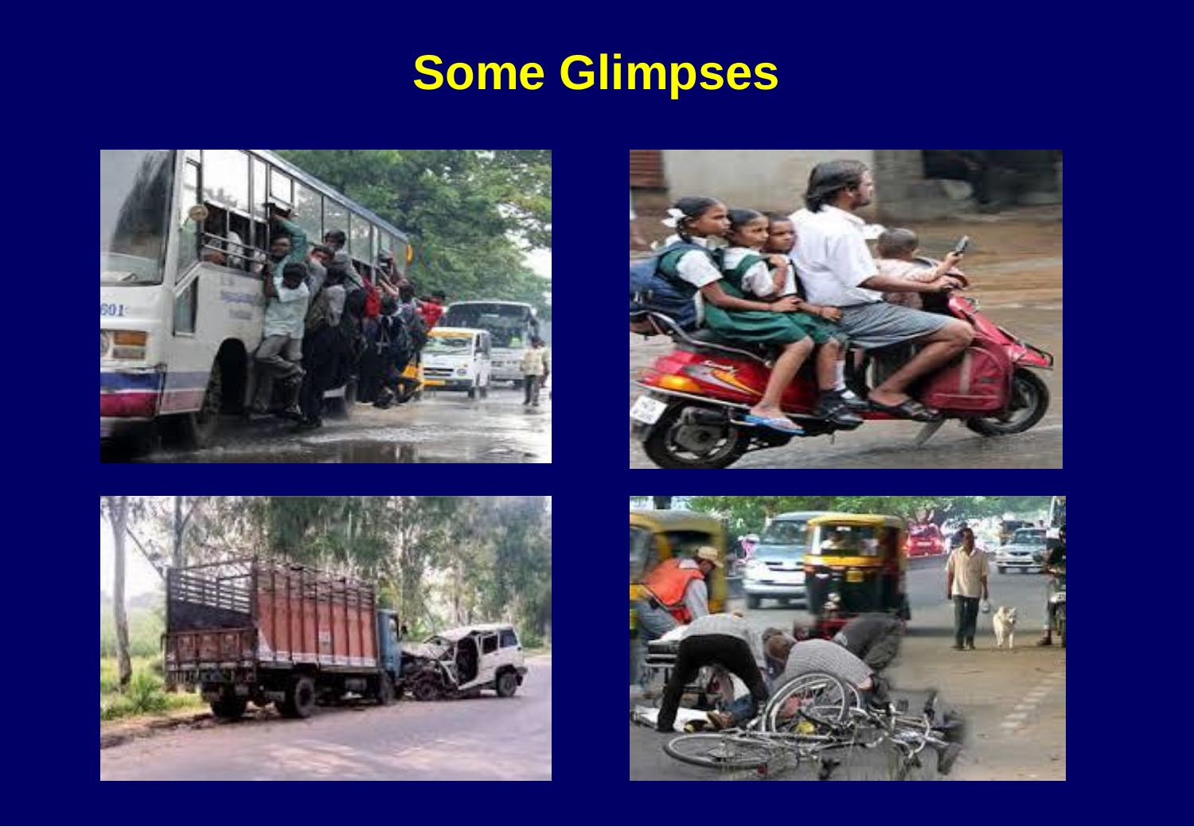# Some Glimpses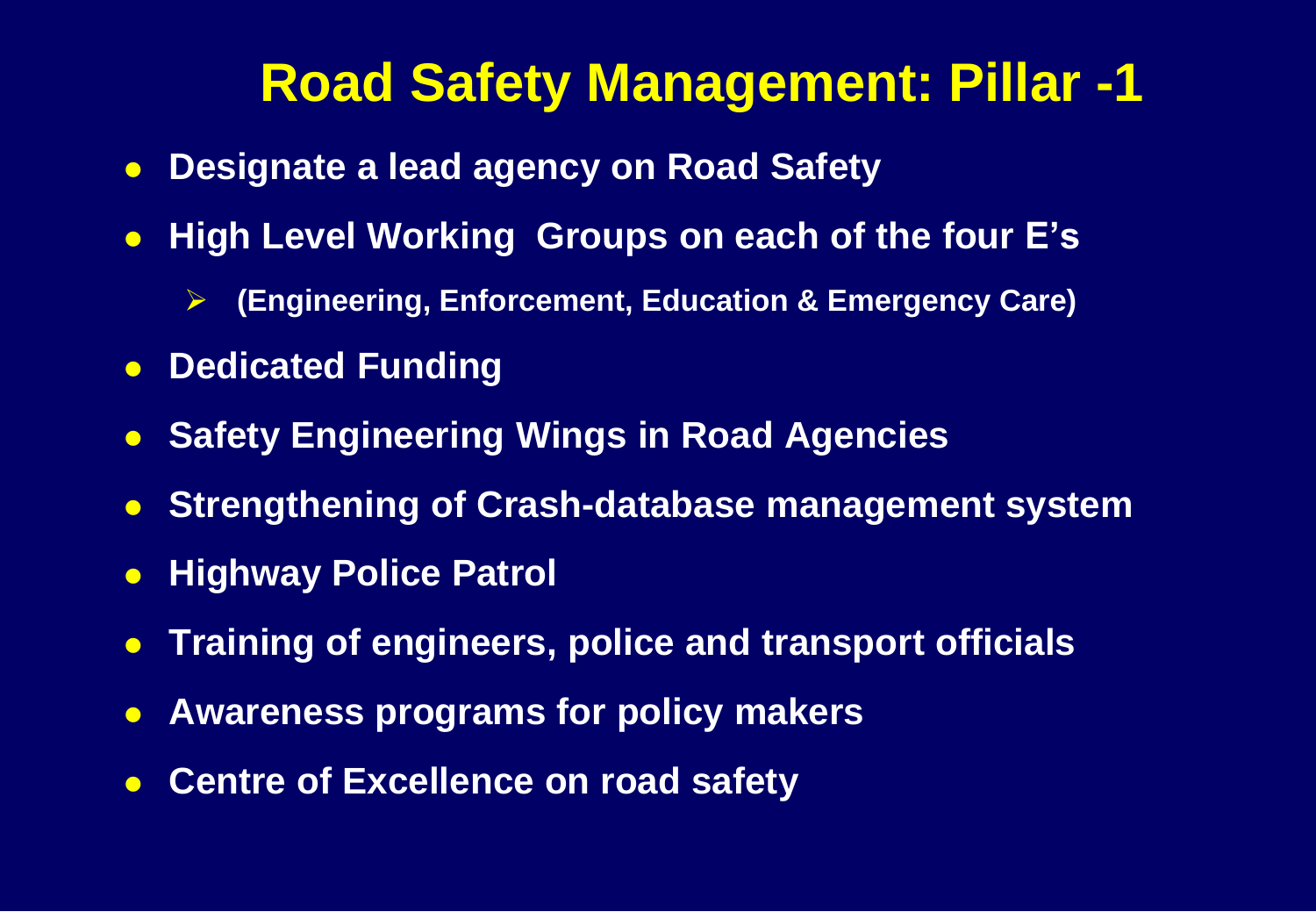# Road Safety Management: Pillar -1

- Designate a lead agency on Road Safety
- High Level Working Groups on each of the four E's
  - (Engineering, Enforcement, Education & Emergency Care)
- Dedicated Funding
- Safety Engineering Wings in Road Agencies
- Strengthening of Crash-database management system
- Highway Police Patrol
- Training of engineers, police and transport officials
- Awareness programs for policy makers
- Centre of Excellence on road safety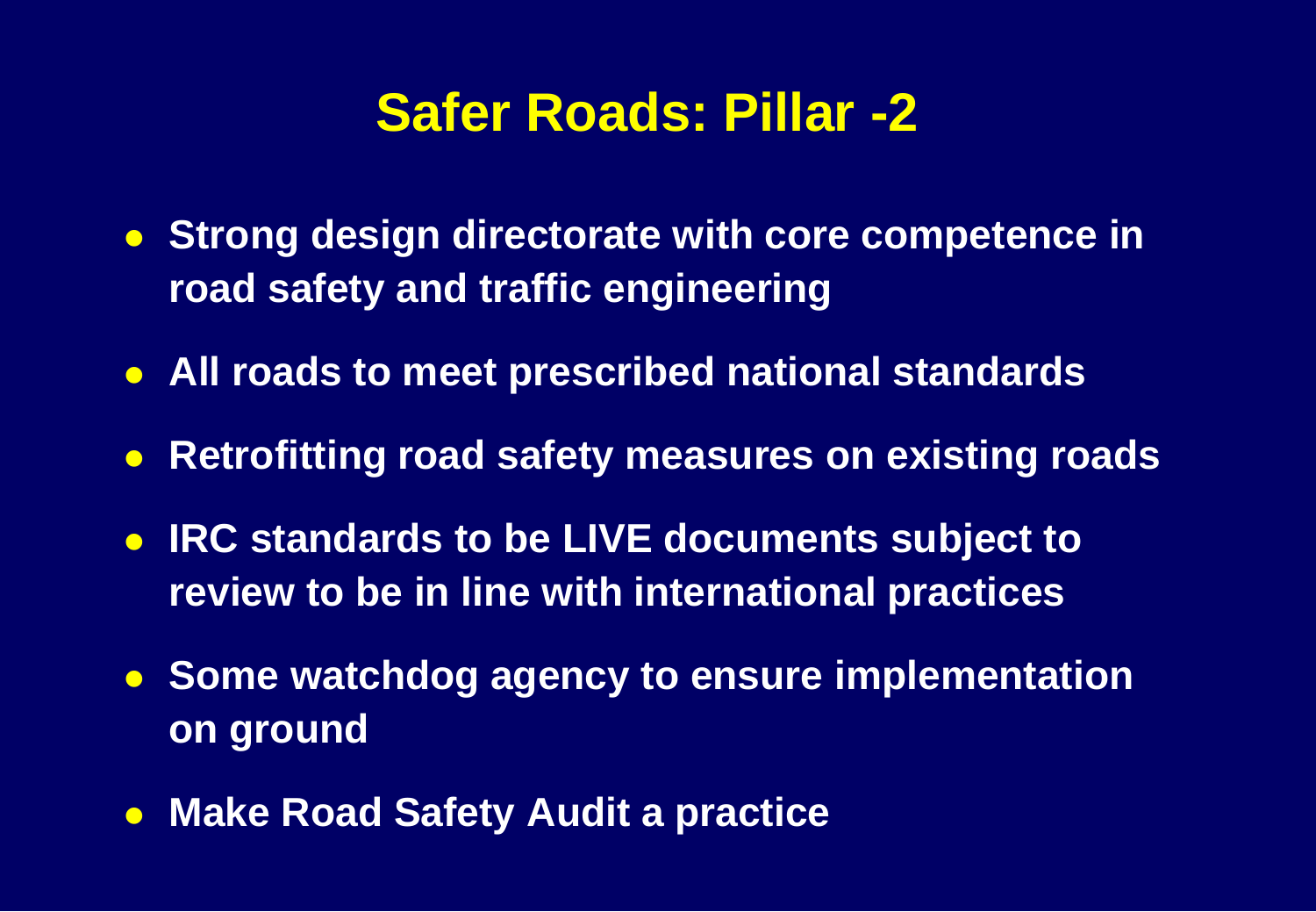# Safer Roads: Pillar -2

- **Strong design directorate with core competence in road safety and traffic engineering**
- **All roads to meet prescribed national standards**
- **Retrofitting road safety measures on existing roads**
- **IRC standards to be LIVE documents subject to review to be in line with international practices**
- **Some watchdog agency to ensure implementation on ground**
- **Make Road Safety Audit a practice**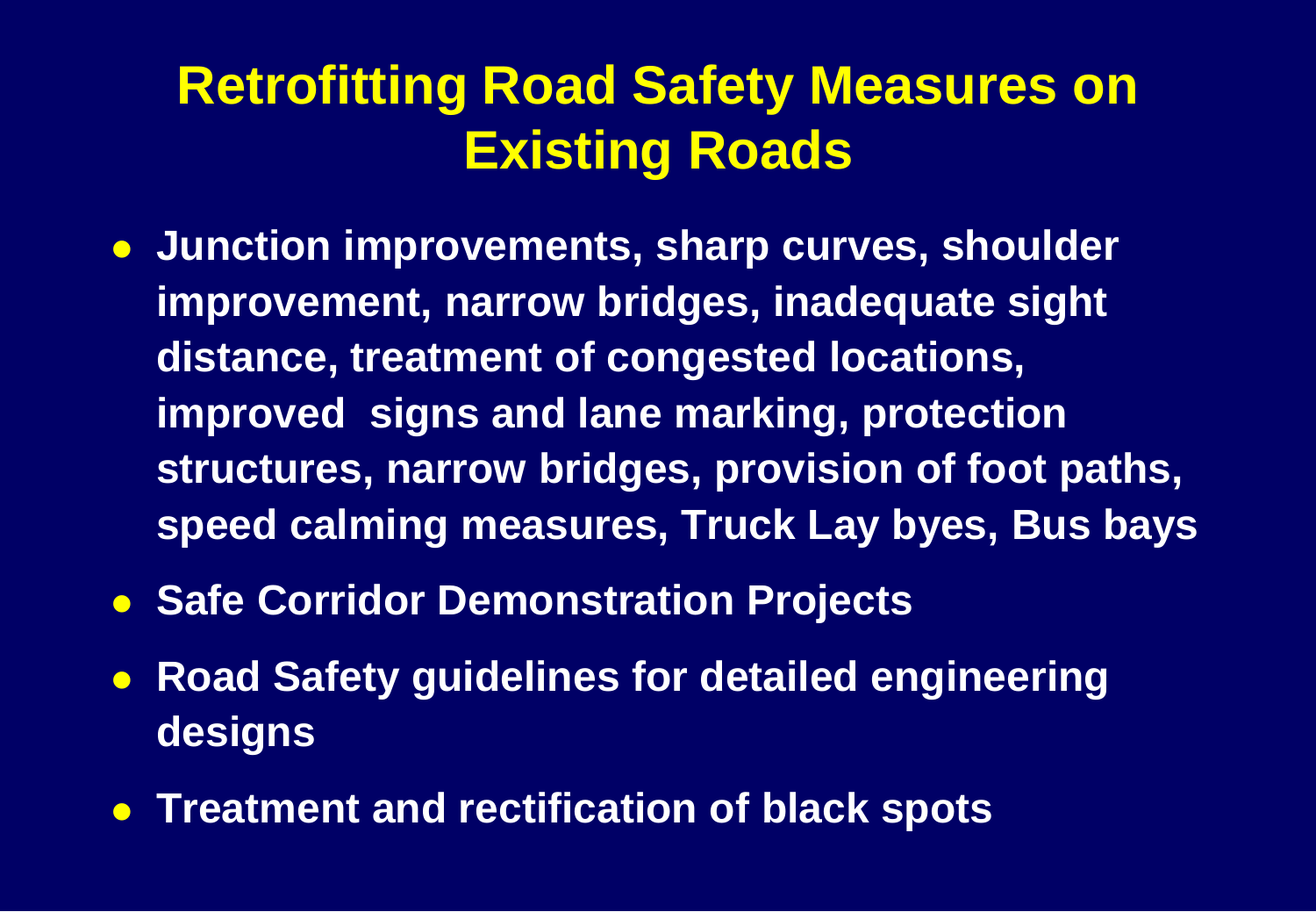# Retrofitting Road Safety Measures on Existing Roads

- **Junction improvements, sharp curves, shoulder improvement, narrow bridges, inadequate sight distance, treatment of congested locations, improved signs and lane marking, protection structures, narrow bridges, provision of foot paths, speed calming measures, Truck Lay byes, Bus bays**
- **Safe Corridor Demonstration Projects**
- **Road Safety guidelines for detailed engineering designs**
- **Treatment and rectification of black spots**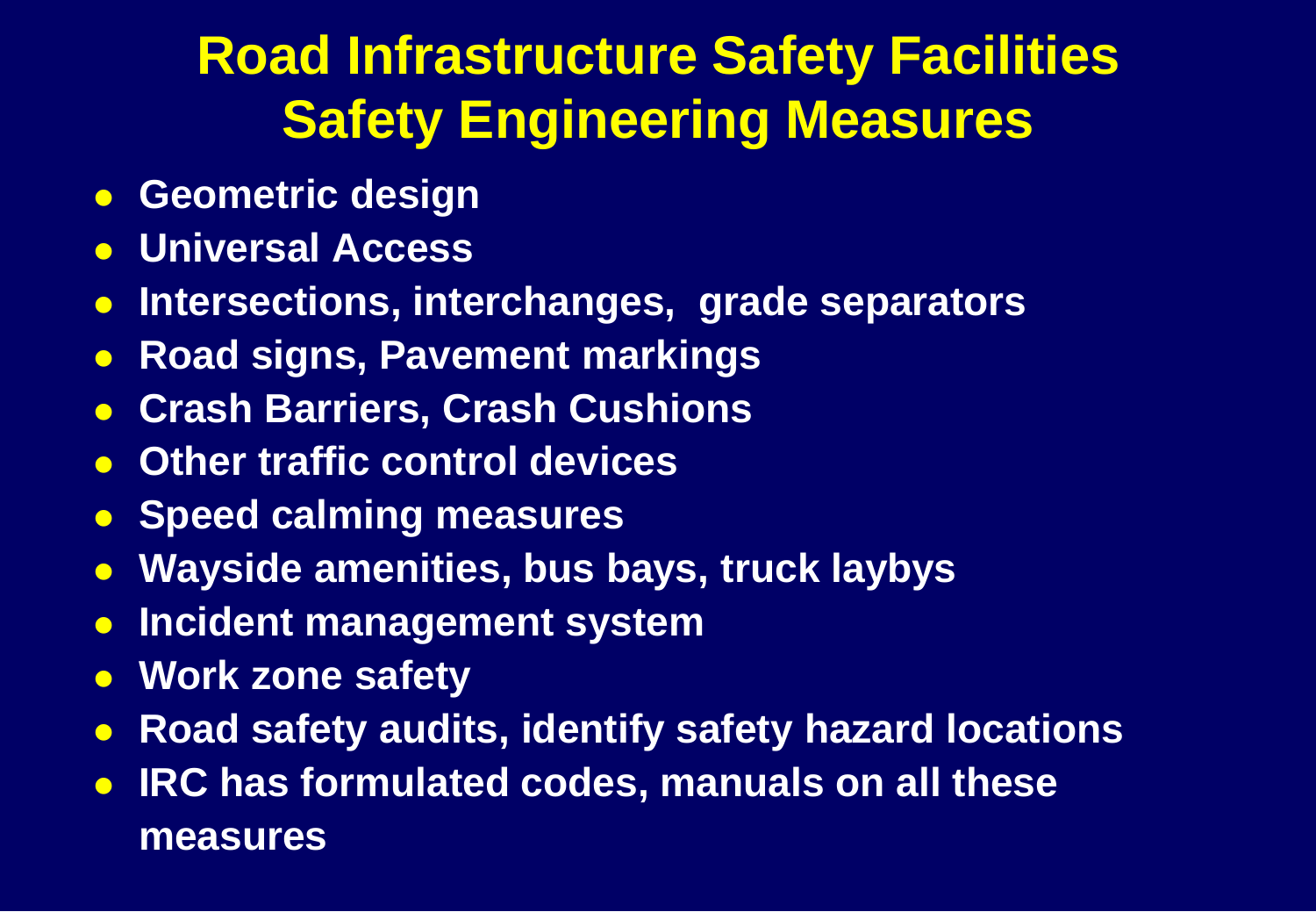# Road Infrastructure Safety Facilities
# Safety Engineering Measures

- **Geometric design**
- **Universal Access**
- **Intersections, interchanges, grade separators**
- **Road signs, Pavement markings**
- **Crash Barriers, Crash Cushions**
- **Other traffic control devices**
- **Speed calming measures**
- **Wayside amenities, bus bays, truck laybys**
- **Incident management system**
- **Work zone safety**
- **Road safety audits, identify safety hazard locations**
- **IRC has formulated codes, manuals on all these measures**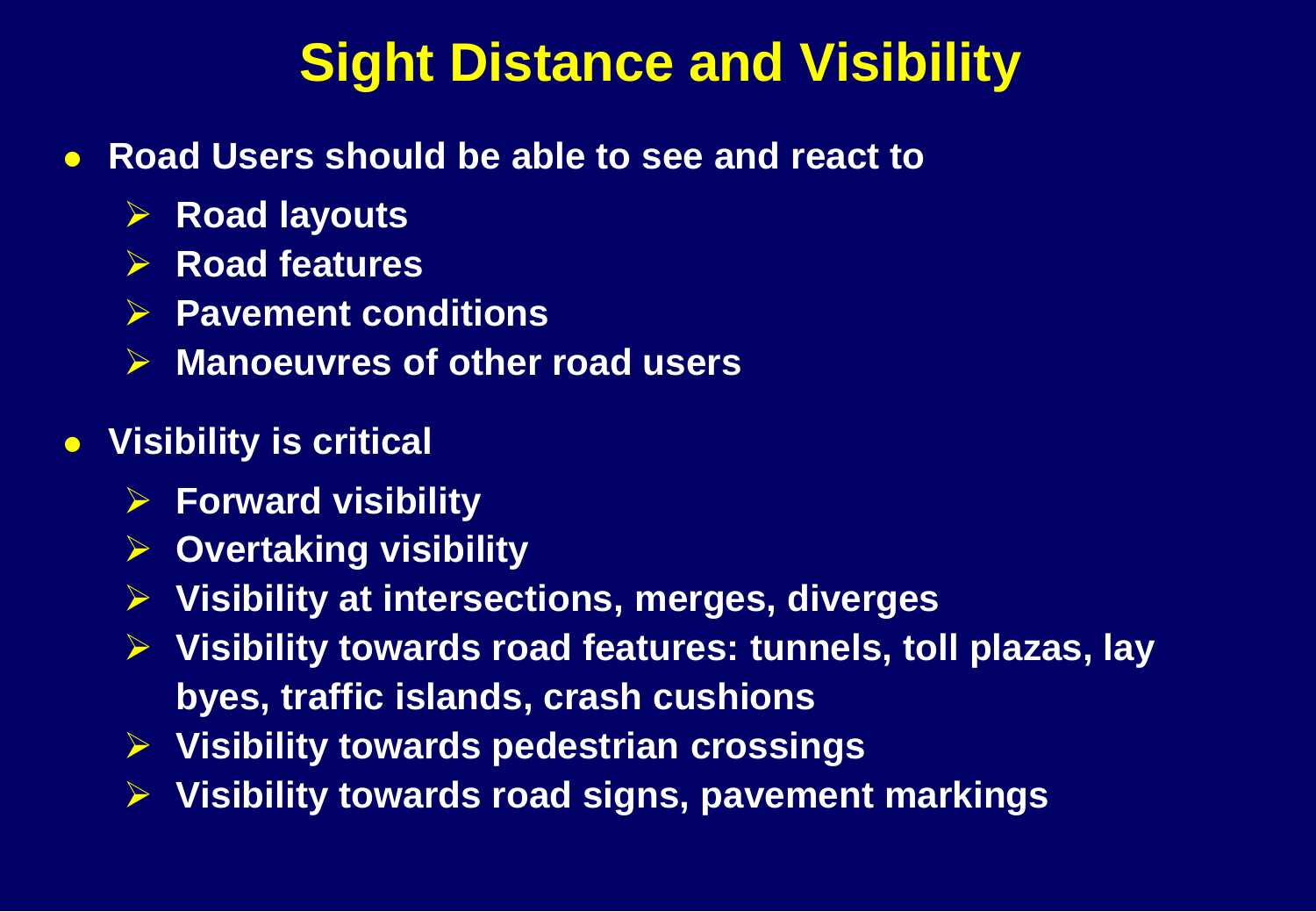# Sight Distance and Visibility

- **Road Users should be able to see and react to**
  - **Road layouts**
  - **Road features**
  - **Pavement conditions**
  - **Manoeuvres of other road users**

- **Visibility is critical**
  - **Forward visibility**
  - **Overtaking visibility**
  - **Visibility at intersections, merges, diverges**
  - **Visibility towards road features: tunnels, toll plazas, lay byes, traffic islands, crash cushions**
  - **Visibility towards pedestrian crossings**
  - **Visibility towards road signs, pavement markings**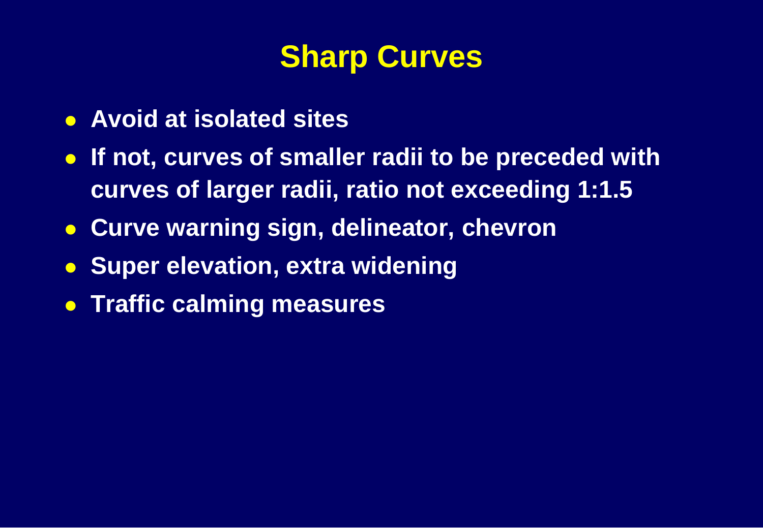# Sharp Curves

- Avoid at isolated sites
- If not, curves of smaller radii to be preceded with curves of larger radii, ratio not exceeding 1:1.5
- Curve warning sign, delineator, chevron
- Super elevation, extra widening
- Traffic calming measures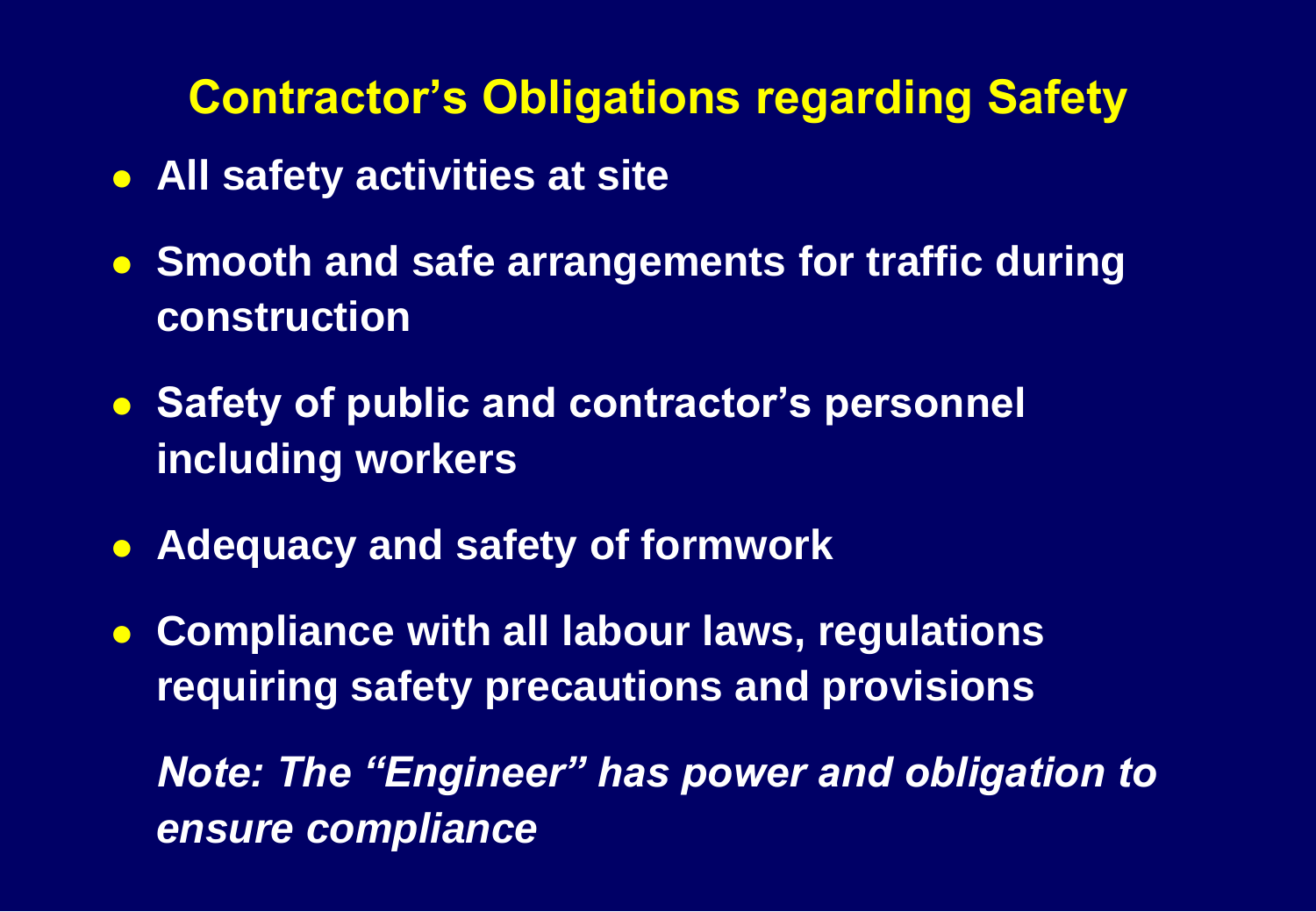## Contractor's Obligations regarding Safety

- **All safety activities at site**
- **Smooth and safe arrangements for traffic during construction**
- **Safety of public and contractor's personnel including workers**
- **Adequacy and safety of formwork**
- **Compliance with all labour laws, regulations requiring safety precautions and provisions**

***Note: The "Engineer" has power and obligation to ensure compliance***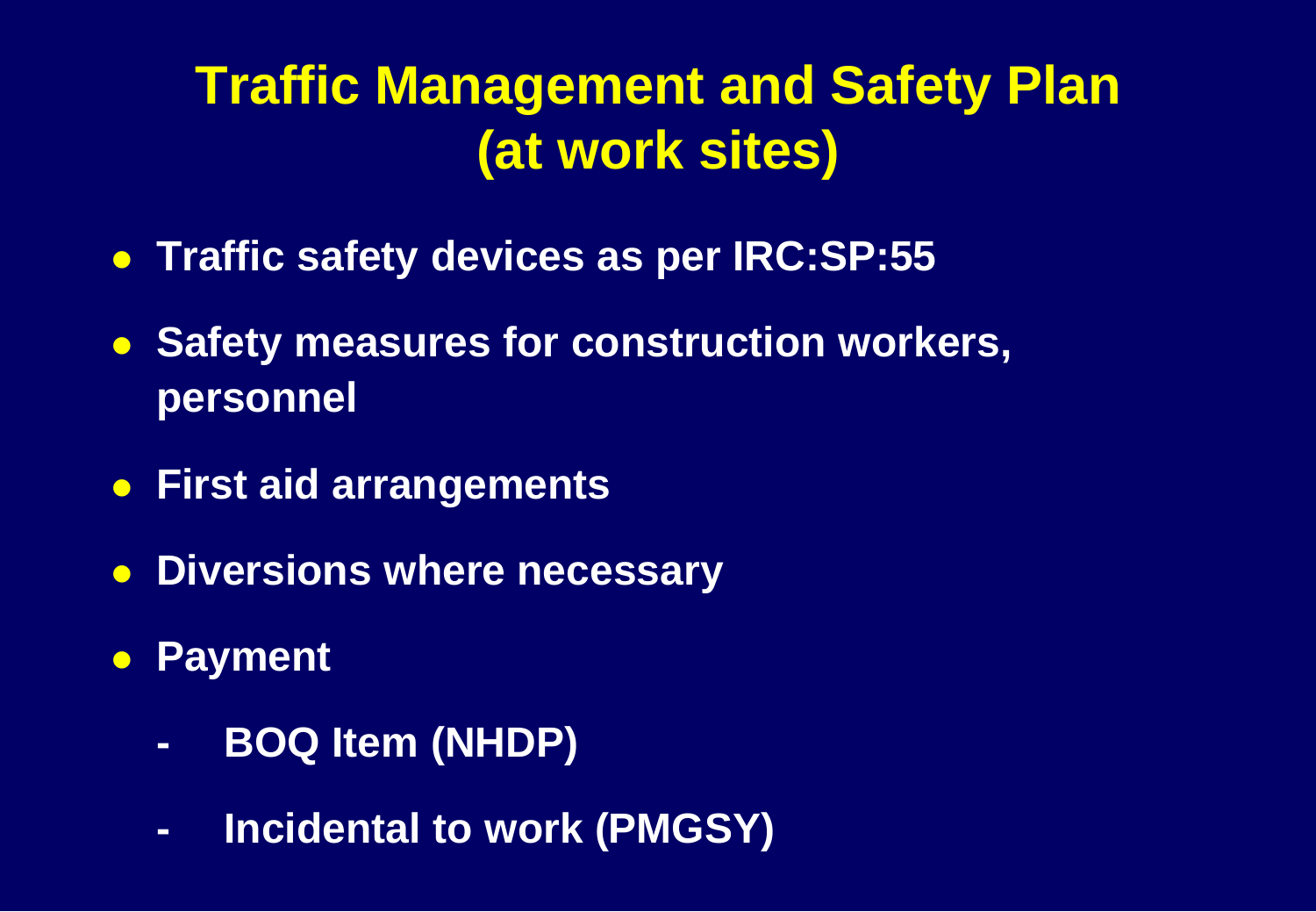# Traffic Management and Safety Plan (at work sites)

- Traffic safety devices as per IRC:SP:55
- Safety measures for construction workers, personnel
- First aid arrangements
- Diversions where necessary
- Payment
  - BOQ Item (NHDP)
  - Incidental to work (PMGSY)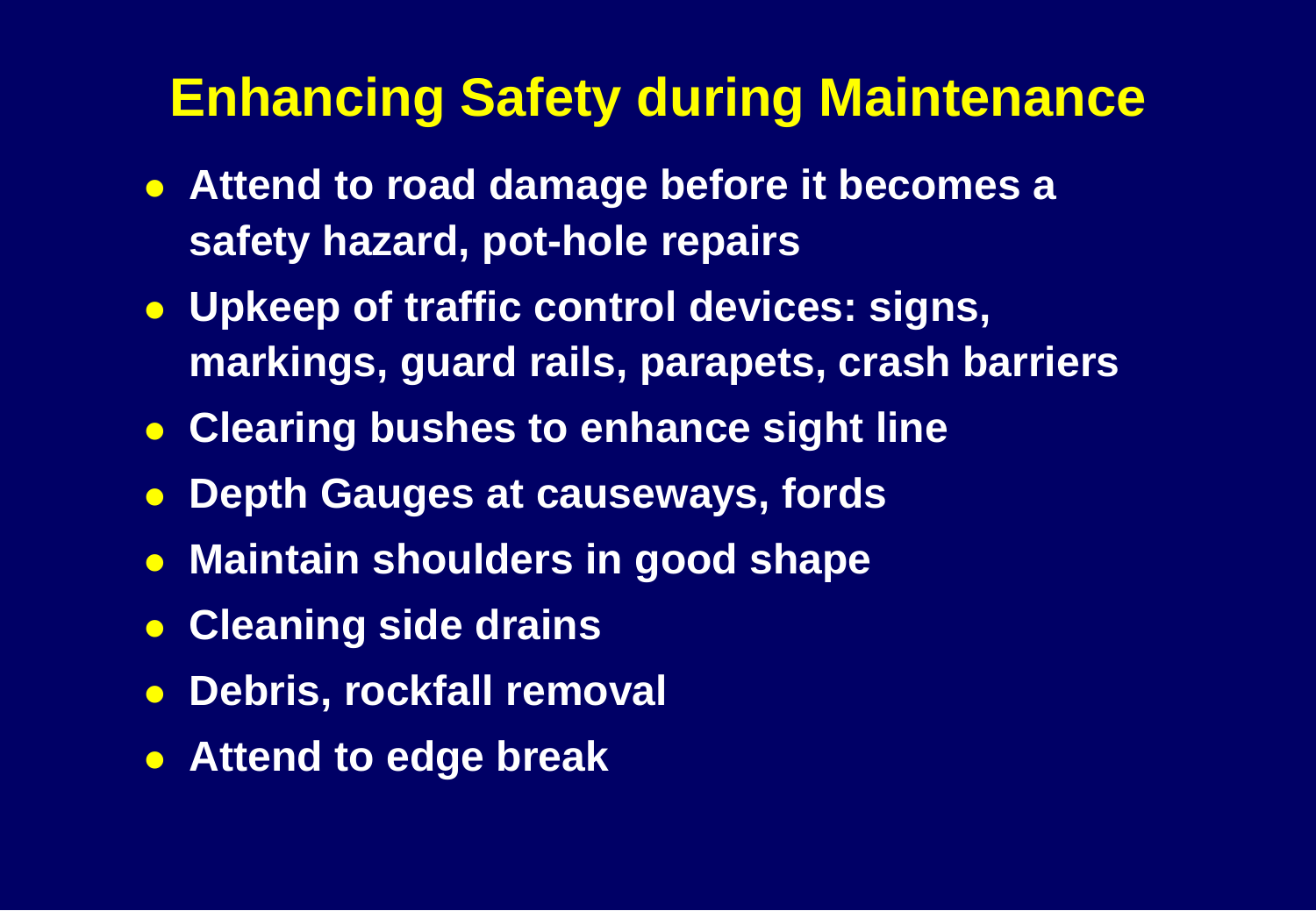# Enhancing Safety during Maintenance

- Attend to road damage before it becomes a safety hazard, pot-hole repairs
- Upkeep of traffic control devices: signs, markings, guard rails, parapets, crash barriers
- Clearing bushes to enhance sight line
- Depth Gauges at causeways, fords
- Maintain shoulders in good shape
- Cleaning side drains
- Debris, rockfall removal
- Attend to edge break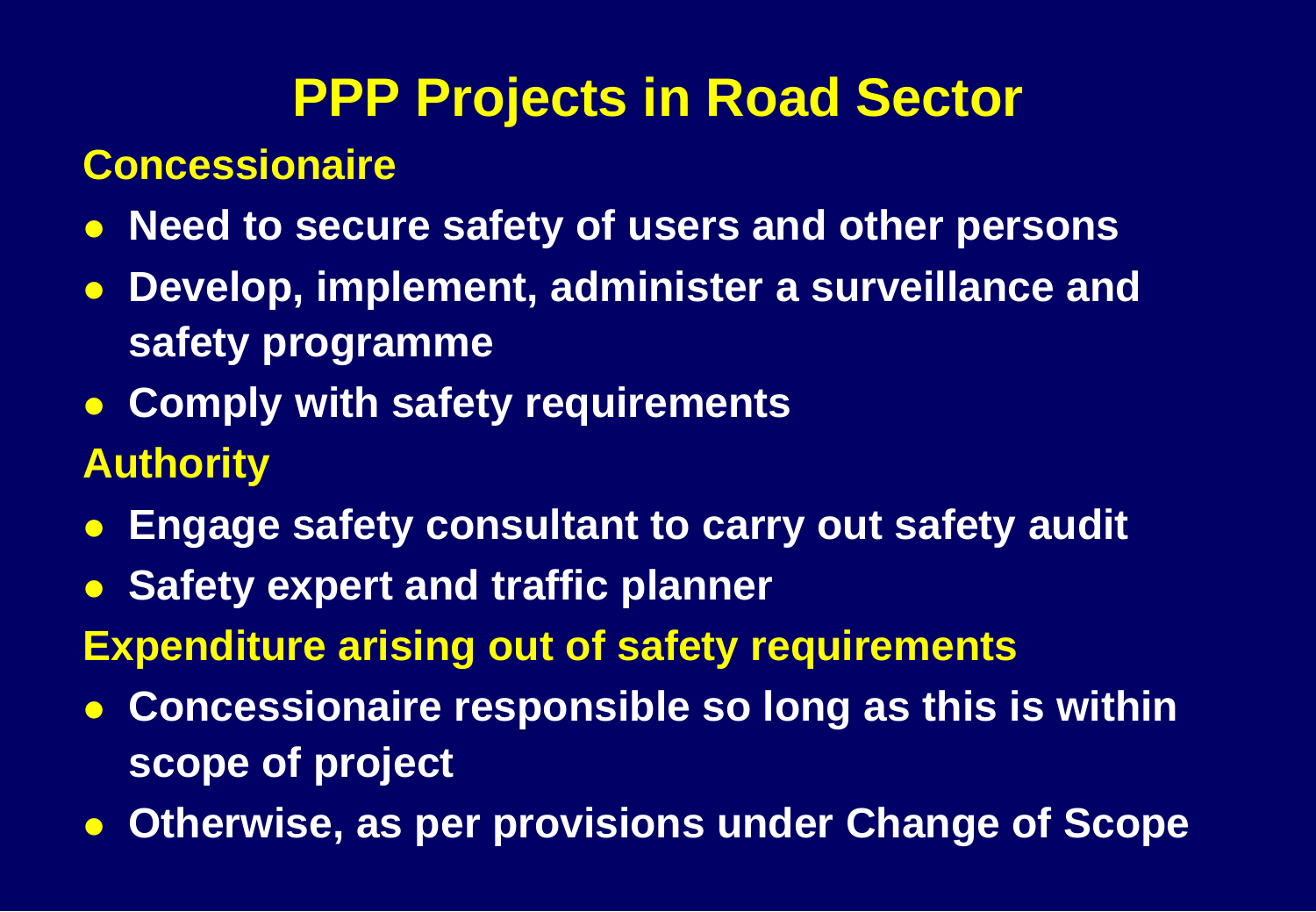# PPP Projects in Road Sector

**Concessionaire**

- **Need to secure safety of users and other persons**
- **Develop, implement, administer a surveillance and safety programme**
- **Comply with safety requirements**

**Authority**

- **Engage safety consultant to carry out safety audit**
- **Safety expert and traffic planner**

**Expenditure arising out of safety requirements**

- **Concessionaire responsible so long as this is within scope of project**
- **Otherwise, as per provisions under Change of Scope**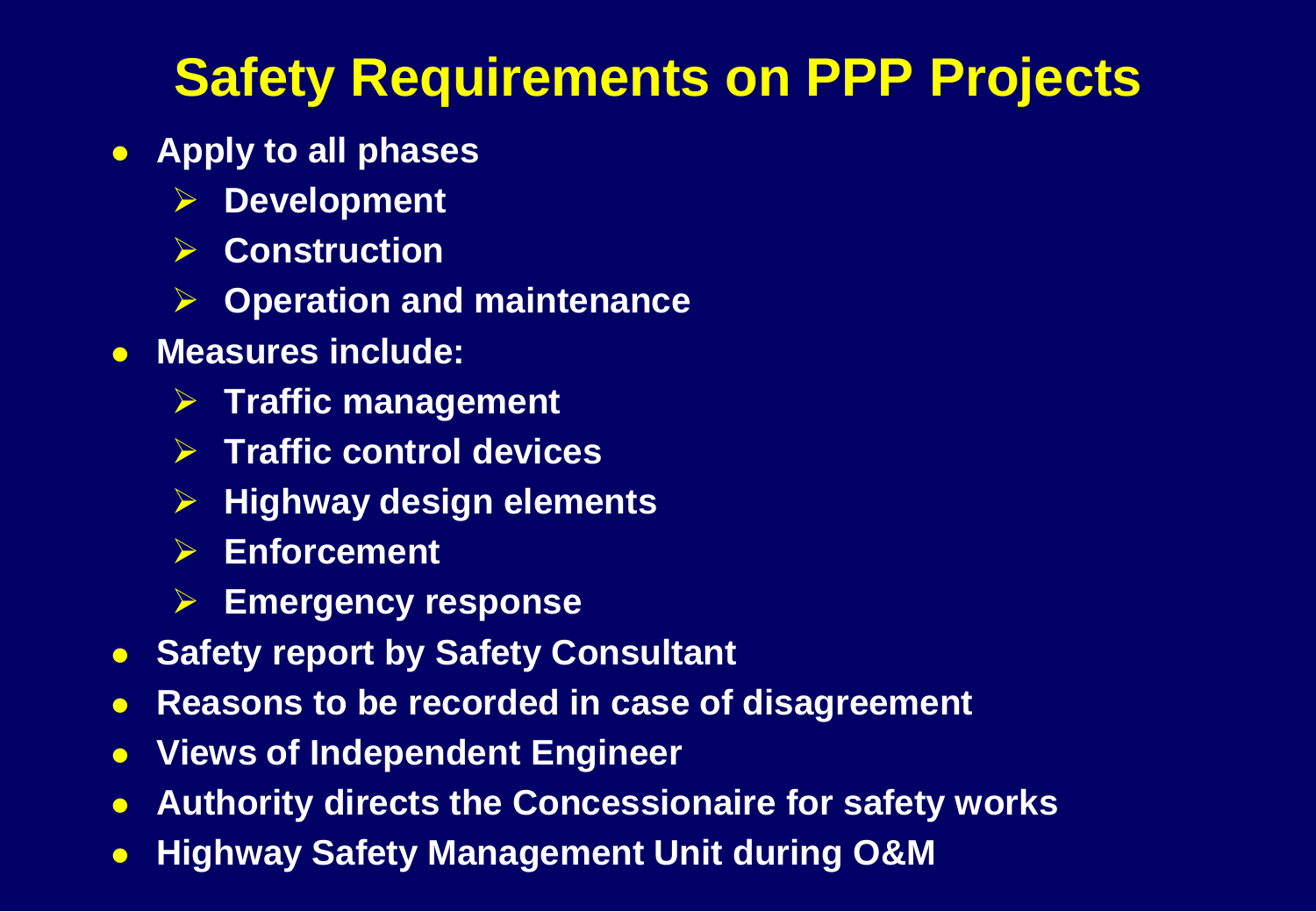# Safety Requirements on PPP Projects

- **Apply to all phases**
  - **Development**
  - **Construction**
  - **Operation and maintenance**
- **Measures include:**
  - **Traffic management**
  - **Traffic control devices**
  - **Highway design elements**
  - **Enforcement**
  - **Emergency response**
- **Safety report by Safety Consultant**
- **Reasons to be recorded in case of disagreement**
- **Views of Independent Engineer**
- **Authority directs the Concessionaire for safety works**
- **Highway Safety Management Unit during O&M**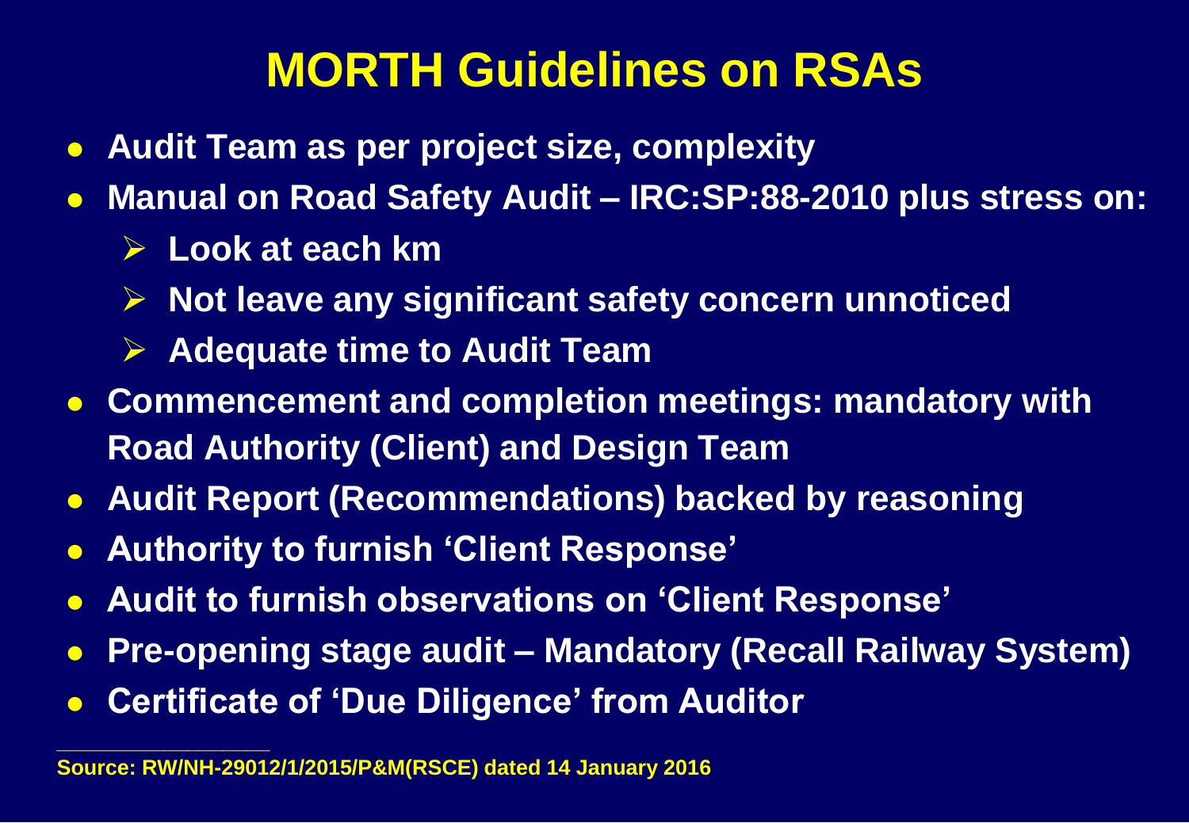# MORTH Guidelines on RSAs

- Audit Team as per project size, complexity
- Manual on Road Safety Audit – IRC:SP:88-2010 plus stress on:
  - Look at each km
  - Not leave any significant safety concern unnoticed
  - Adequate time to Audit Team
- Commencement and completion meetings: mandatory with Road Authority (Client) and Design Team
- Audit Report (Recommendations) backed by reasoning
- Authority to furnish 'Client Response'
- Audit to furnish observations on 'Client Response'
- Pre-opening stage audit – Mandatory (Recall Railway System)
- Certificate of 'Due Diligence' from Auditor

---

Source: RW/NH-29012/1/2015/P&M(RSCE) dated 14 January 2016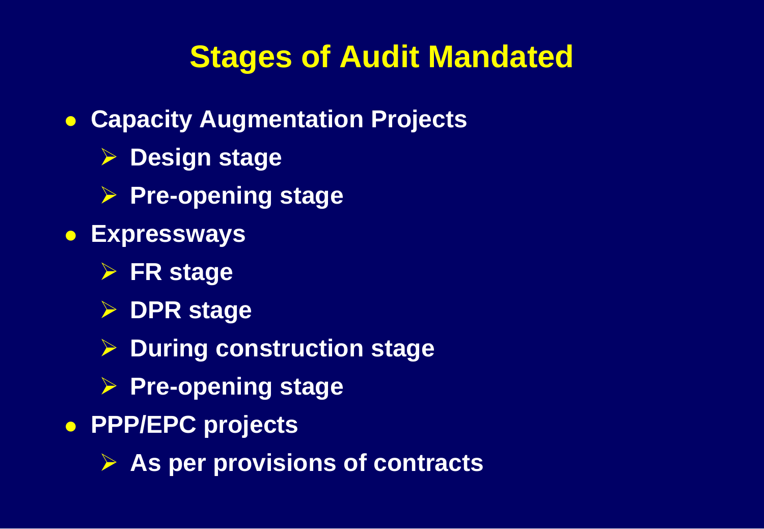# Stages of Audit Mandated

- **Capacity Augmentation Projects**
  - **Design stage**
  - **Pre-opening stage**
- **Expressways**
  - **FR stage**
  - **DPR stage**
  - **During construction stage**
  - **Pre-opening stage**
- **PPP/EPC projects**
  - **As per provisions of contracts**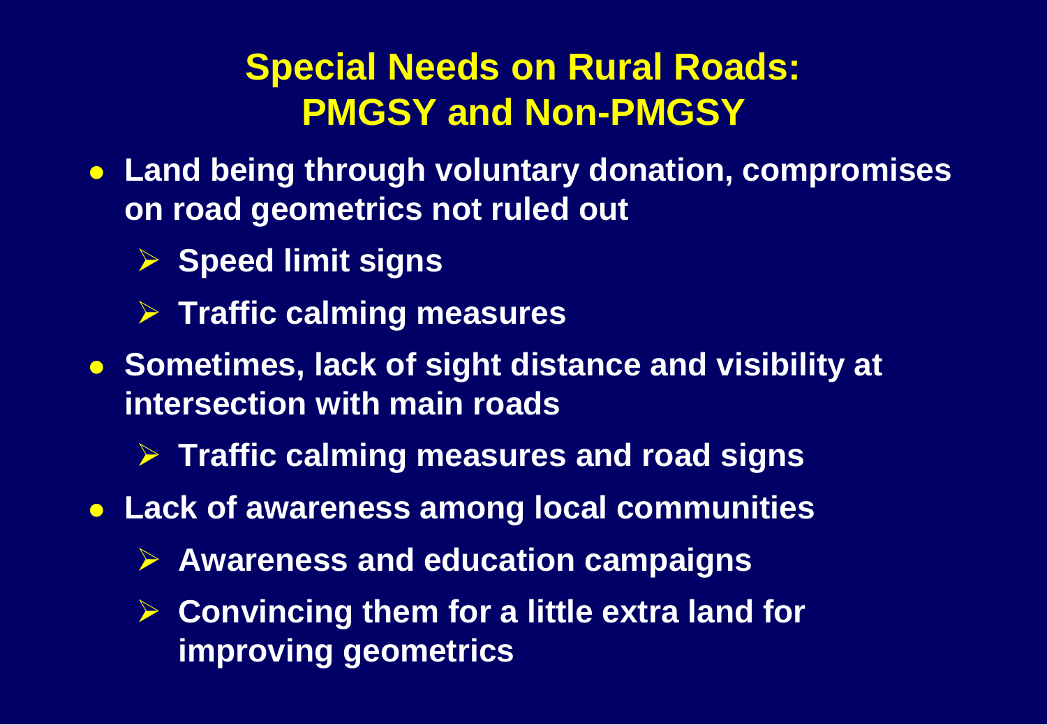# Special Needs on Rural Roads: PMGSY and Non-PMGSY

- **Land being through voluntary donation, compromises on road geometrics not ruled out**
  - **Speed limit signs**
  - **Traffic calming measures**
- **Sometimes, lack of sight distance and visibility at intersection with main roads**
  - **Traffic calming measures and road signs**
- **Lack of awareness among local communities**
  - **Awareness and education campaigns**
  - **Convincing them for a little extra land for improving geometrics**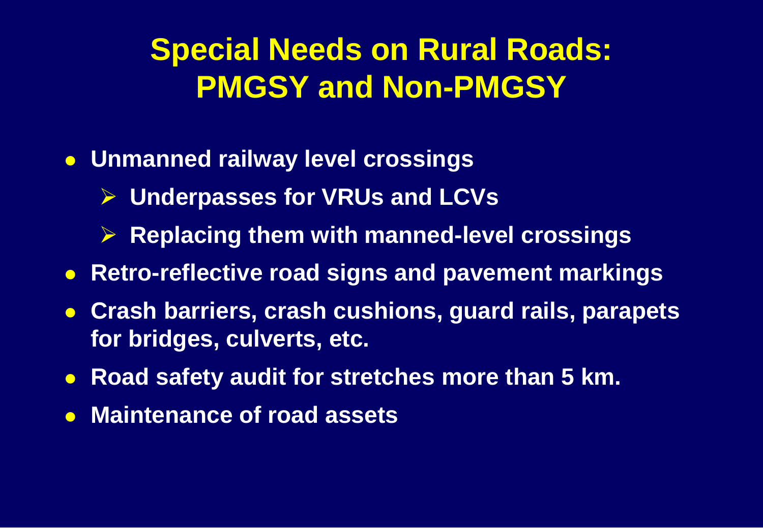# Special Needs on Rural Roads: PMGSY and Non-PMGSY

- **Unmanned railway level crossings**
  - **Underpasses for VRUs and LCVs**
  - **Replacing them with manned-level crossings**
- **Retro-reflective road signs and pavement markings**
- **Crash barriers, crash cushions, guard rails, parapets for bridges, culverts, etc.**
- **Road safety audit for stretches more than 5 km.**
- **Maintenance of road assets**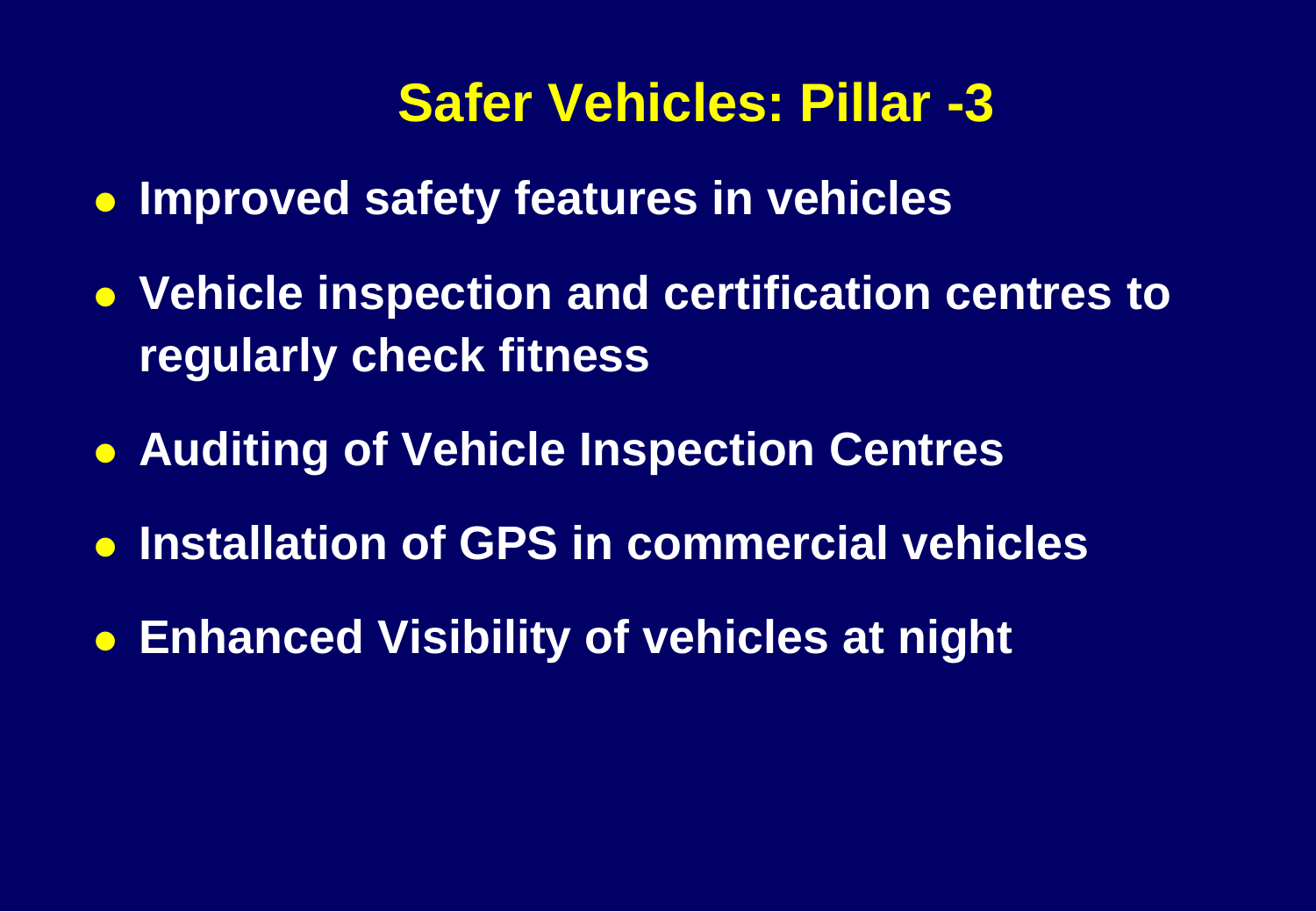# Safer Vehicles: Pillar -3

- Improved safety features in vehicles
- Vehicle inspection and certification centres to regularly check fitness
- Auditing of Vehicle Inspection Centres
- Installation of GPS in commercial vehicles
- Enhanced Visibility of vehicles at night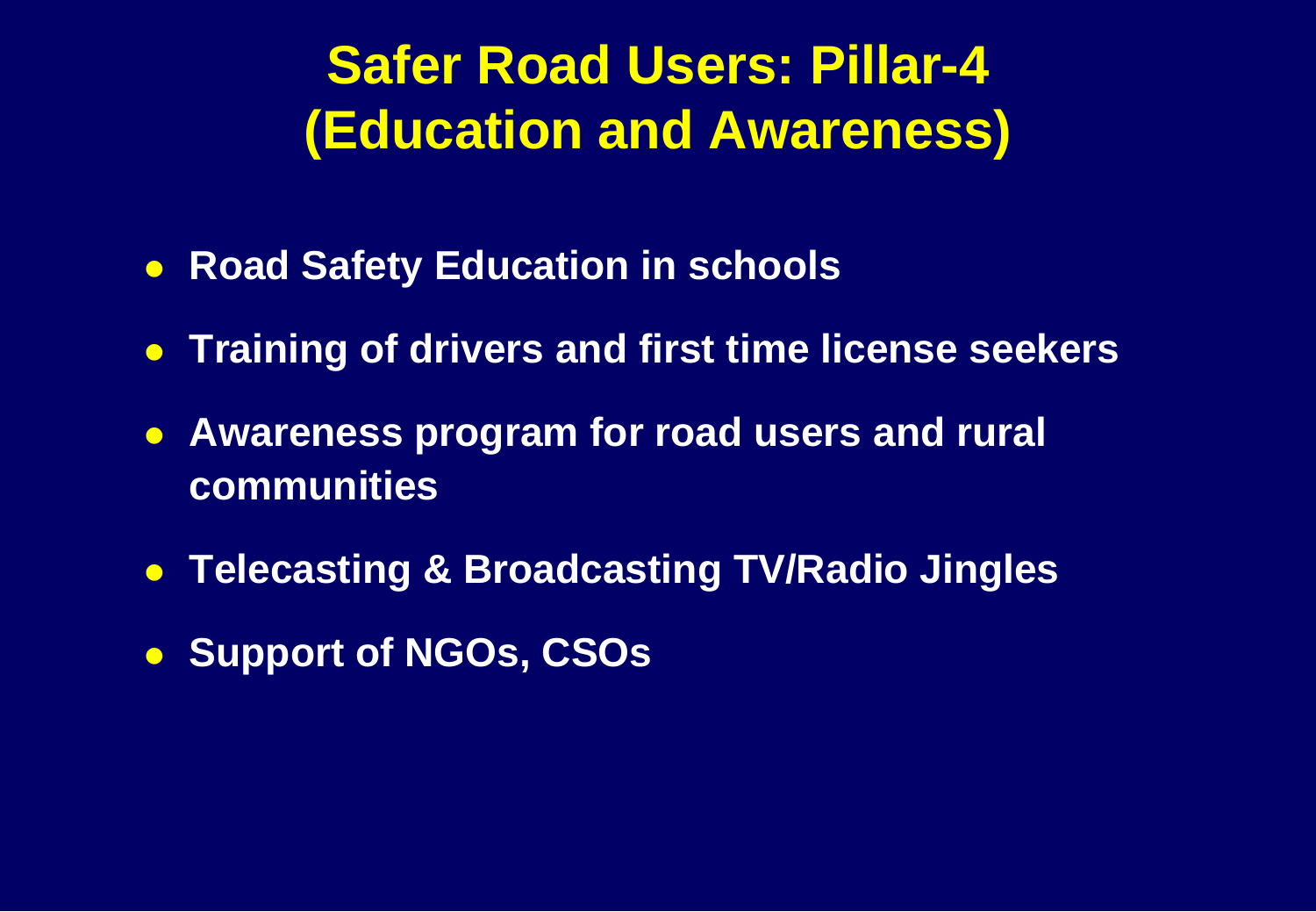# Safer Road Users: Pillar-4 (Education and Awareness)

- **Road Safety Education in schools**
- **Training of drivers and first time license seekers**
- **Awareness program for road users and rural communities**
- **Telecasting & Broadcasting TV/Radio Jingles**
- **Support of NGOs, CSOs**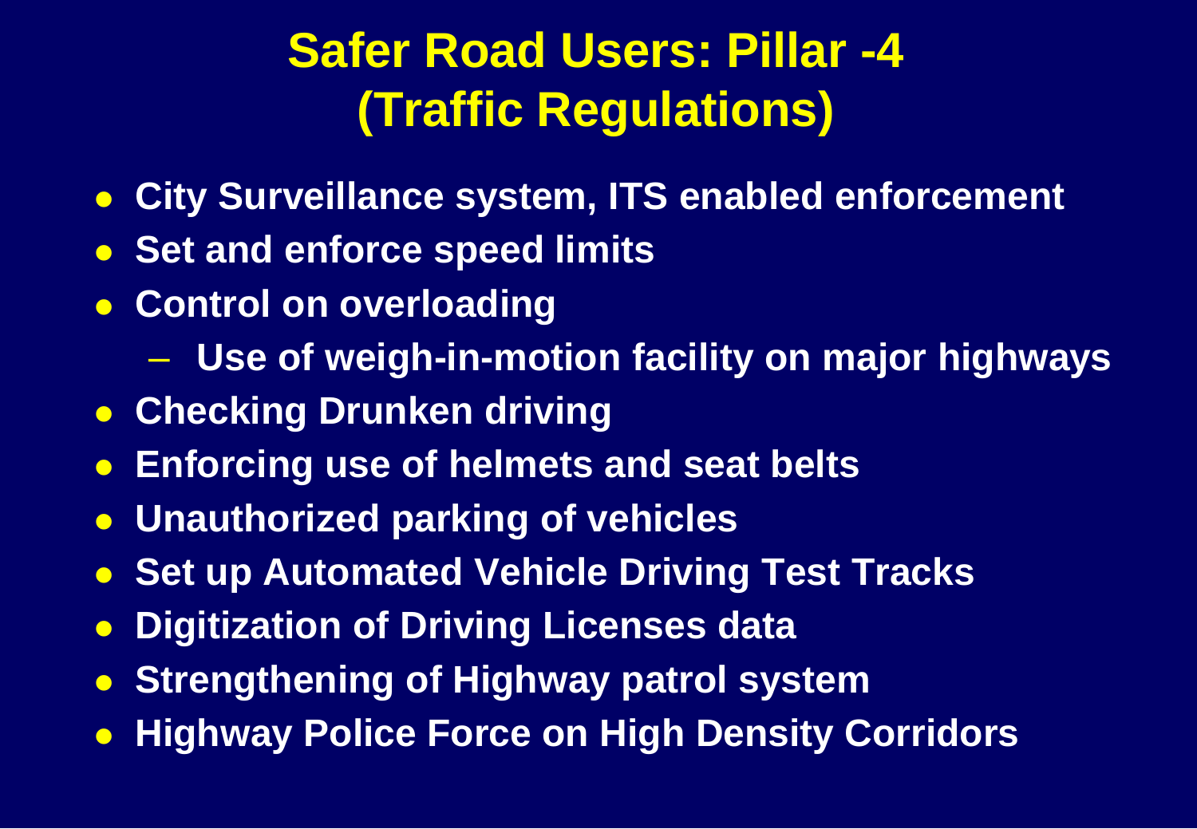# Safer Road Users: Pillar -4 (Traffic Regulations)

- City Surveillance system, ITS enabled enforcement
- Set and enforce speed limits
- Control on overloading
  - Use of weigh-in-motion facility on major highways
- Checking Drunken driving
- Enforcing use of helmets and seat belts
- Unauthorized parking of vehicles
- Set up Automated Vehicle Driving Test Tracks
- Digitization of Driving Licenses data
- Strengthening of Highway patrol system
- Highway Police Force on High Density Corridors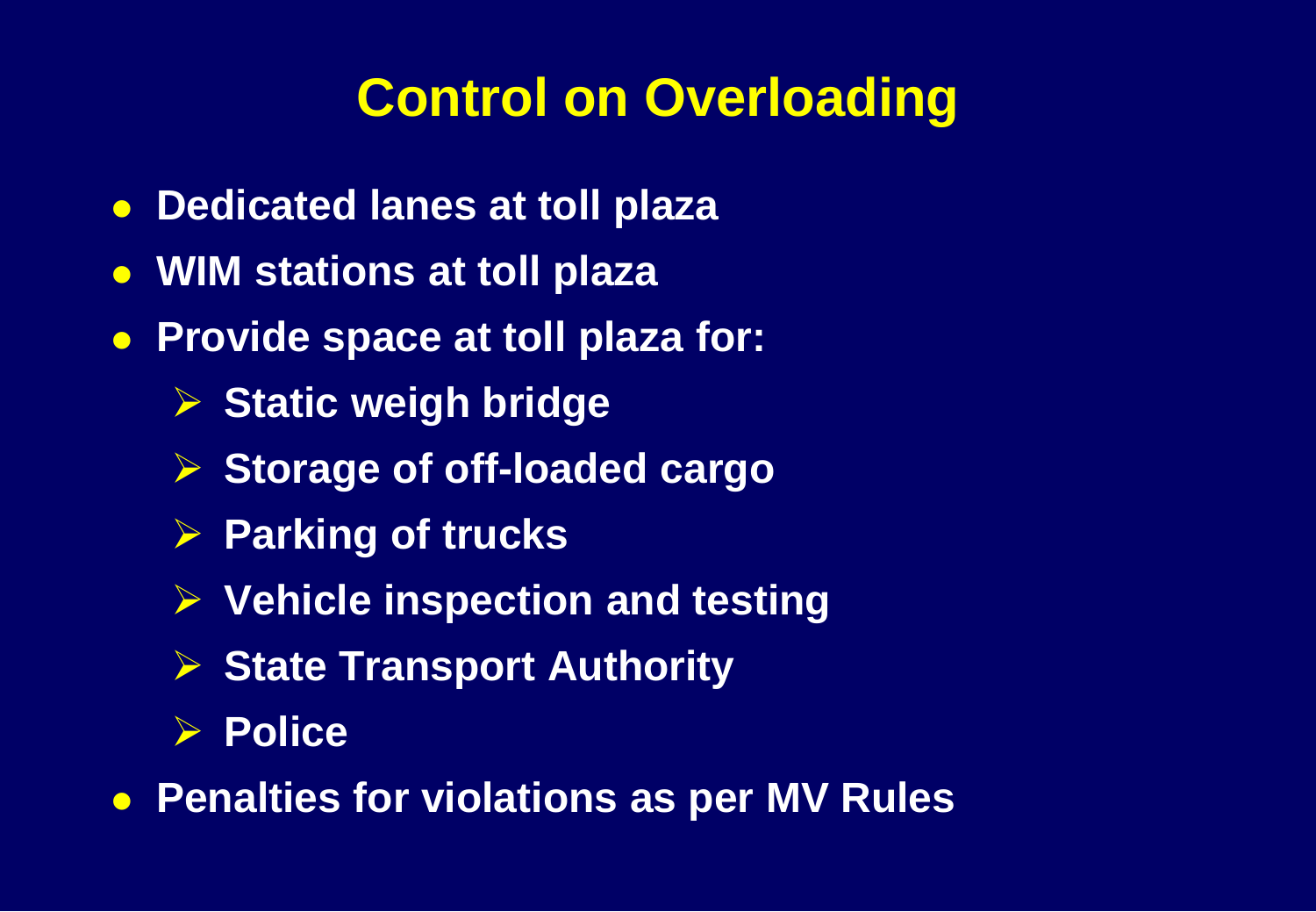# Control on Overloading

- Dedicated lanes at toll plaza
- WIM stations at toll plaza
- Provide space at toll plaza for:
    - Static weigh bridge
    - Storage of off-loaded cargo
    - Parking of trucks
    - Vehicle inspection and testing
    - State Transport Authority
    - Police
- Penalties for violations as per MV Rules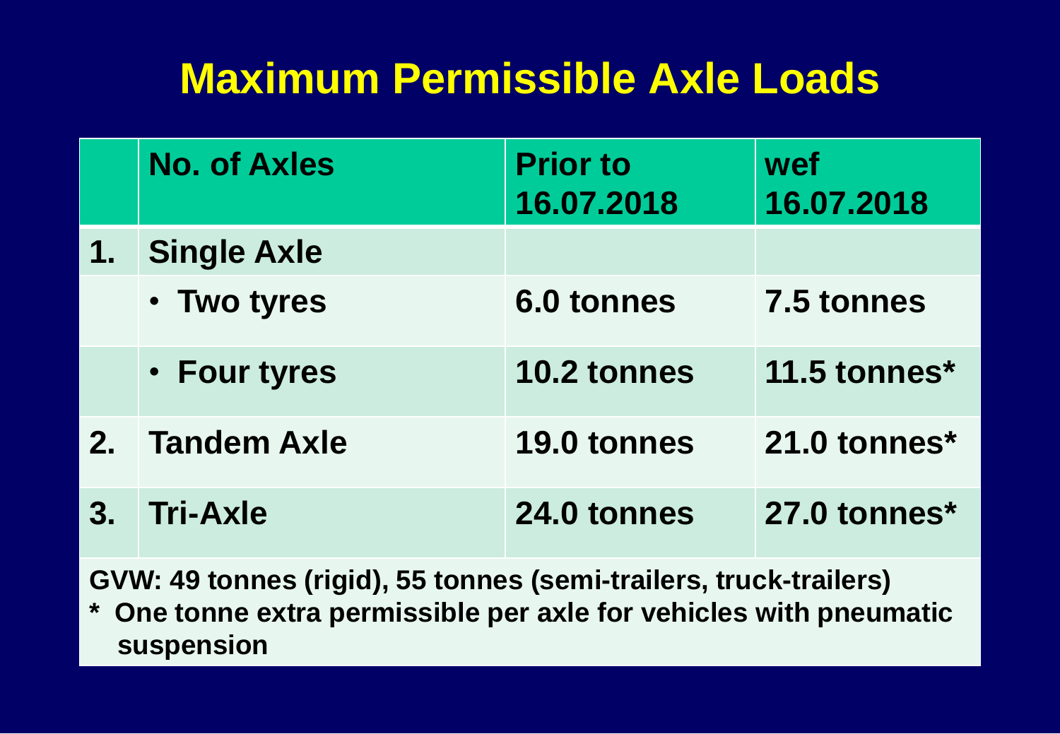# Maximum Permissible Axle Loads

| | No. of Axles | Prior to 16.07.2018 | wef 16.07.2018 |
|---|---|---|---|
| 1. | Single Axle | | |
| | • Two tyres | 6.0 tonnes | 7.5 tonnes |
| | • Four tyres | 10.2 tonnes | 11.5 tonnes* |
| 2. | Tandem Axle | 19.0 tonnes | 21.0 tonnes* |
| 3. | Tri-Axle | 24.0 tonnes | 27.0 tonnes* |

GVW: 49 tonnes (rigid), 55 tonnes (semi-trailers, truck-trailers)

* One tonne extra permissible per axle for vehicles with pneumatic suspension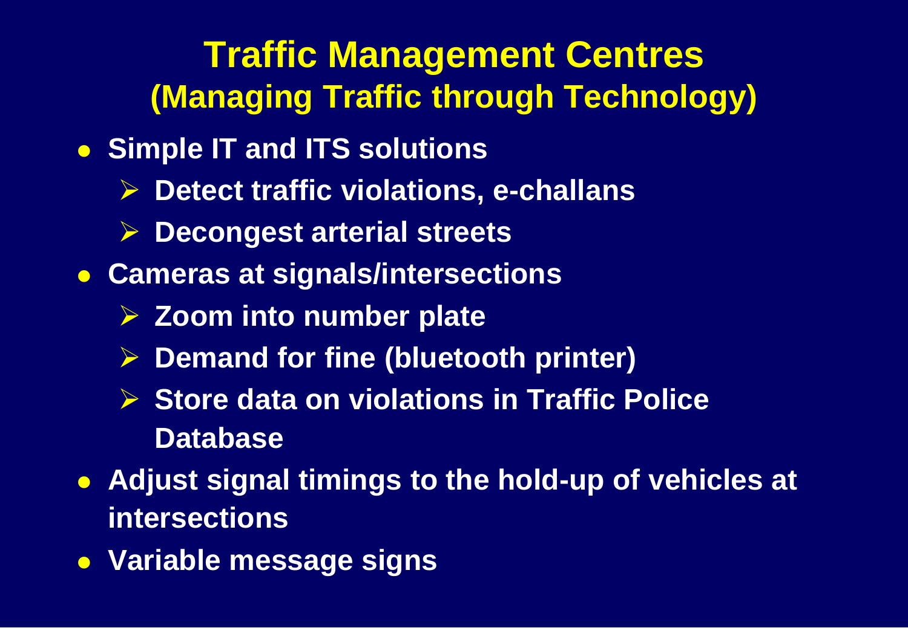# Traffic Management Centres
## (Managing Traffic through Technology)

- **Simple IT and ITS solutions**
  - **Detect traffic violations, e-challans**
  - **Decongest arterial streets**
- **Cameras at signals/intersections**
  - **Zoom into number plate**
  - **Demand for fine (bluetooth printer)**
  - **Store data on violations in Traffic Police Database**
- **Adjust signal timings to the hold-up of vehicles at intersections**
- **Variable message signs**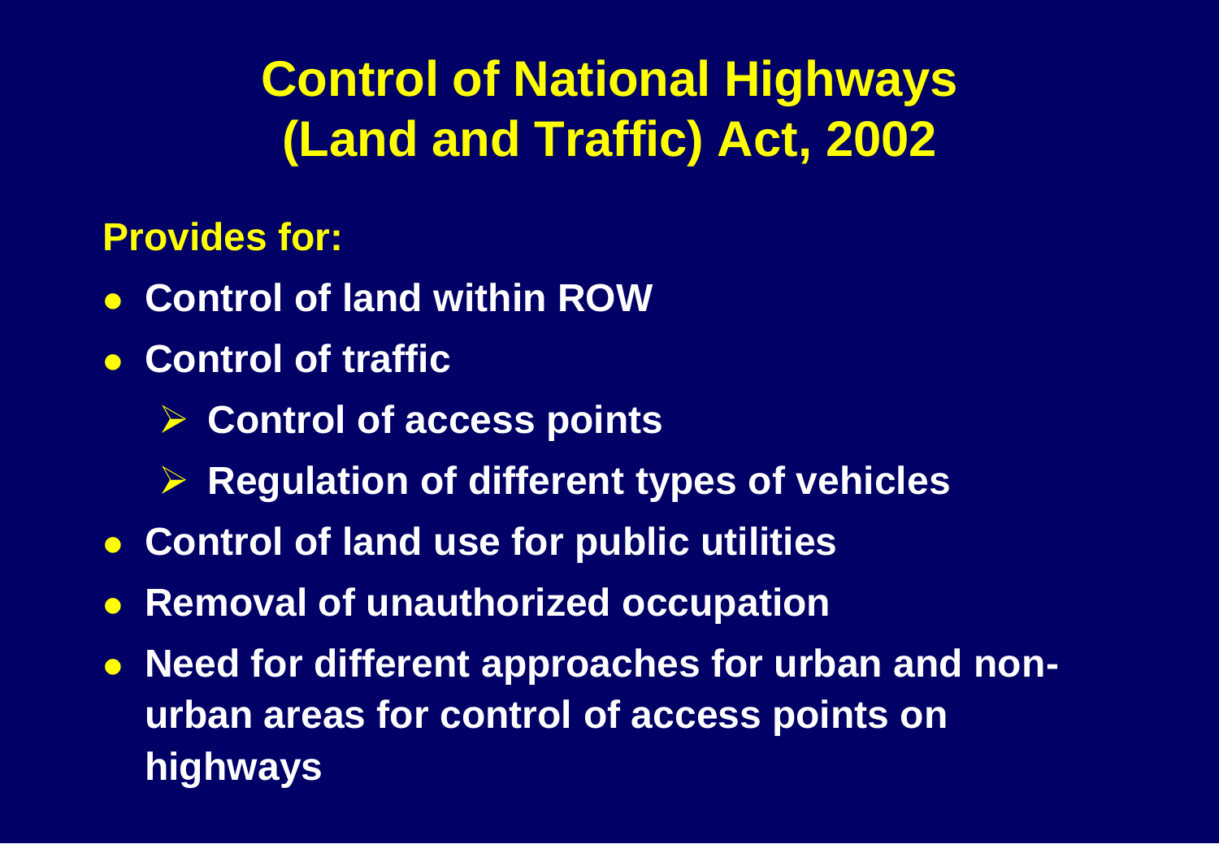# Control of National Highways (Land and Traffic) Act, 2002

**Provides for:**

- **Control of land within ROW**
- **Control of traffic**
  - **Control of access points**
  - **Regulation of different types of vehicles**
- **Control of land use for public utilities**
- **Removal of unauthorized occupation**
- **Need for different approaches for urban and non-urban areas for control of access points on highways**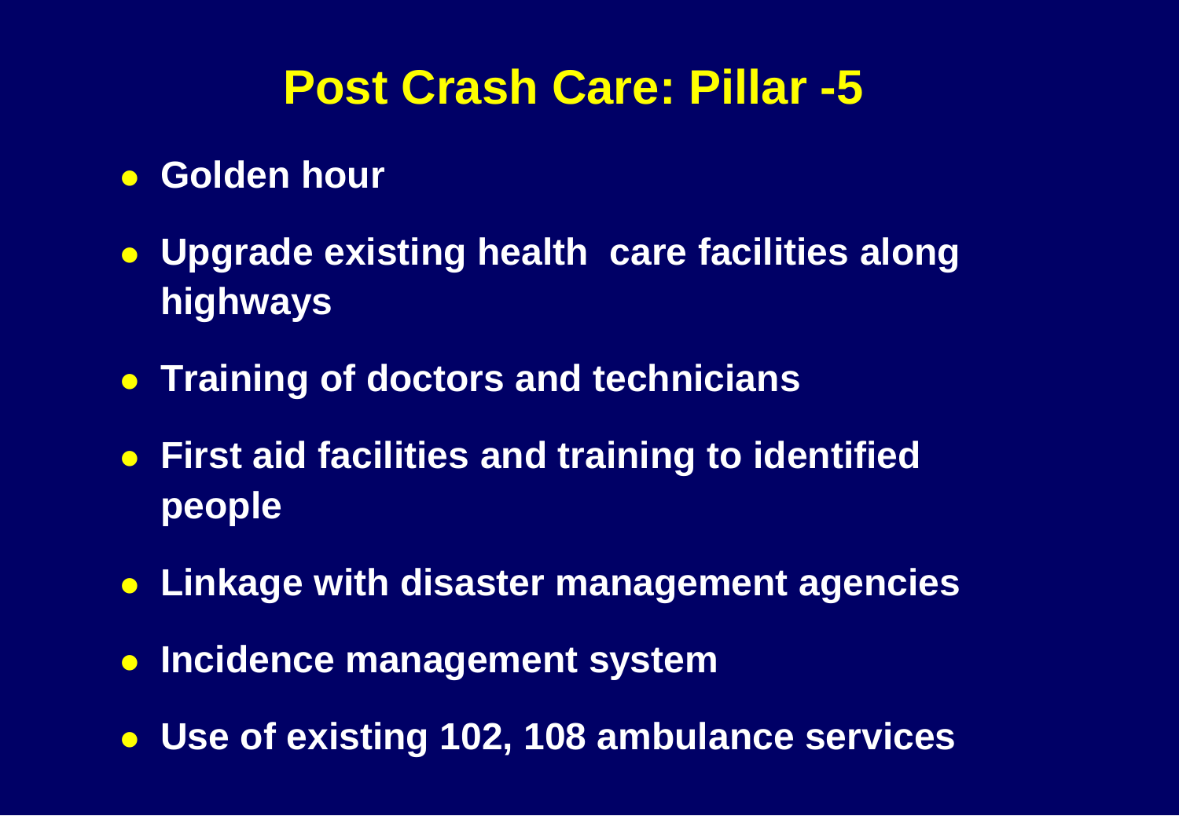# Post Crash Care: Pillar -5

- Golden hour
- Upgrade existing health care facilities along highways
- Training of doctors and technicians
- First aid facilities and training to identified people
- Linkage with disaster management agencies
- Incidence management system
- Use of existing 102, 108 ambulance services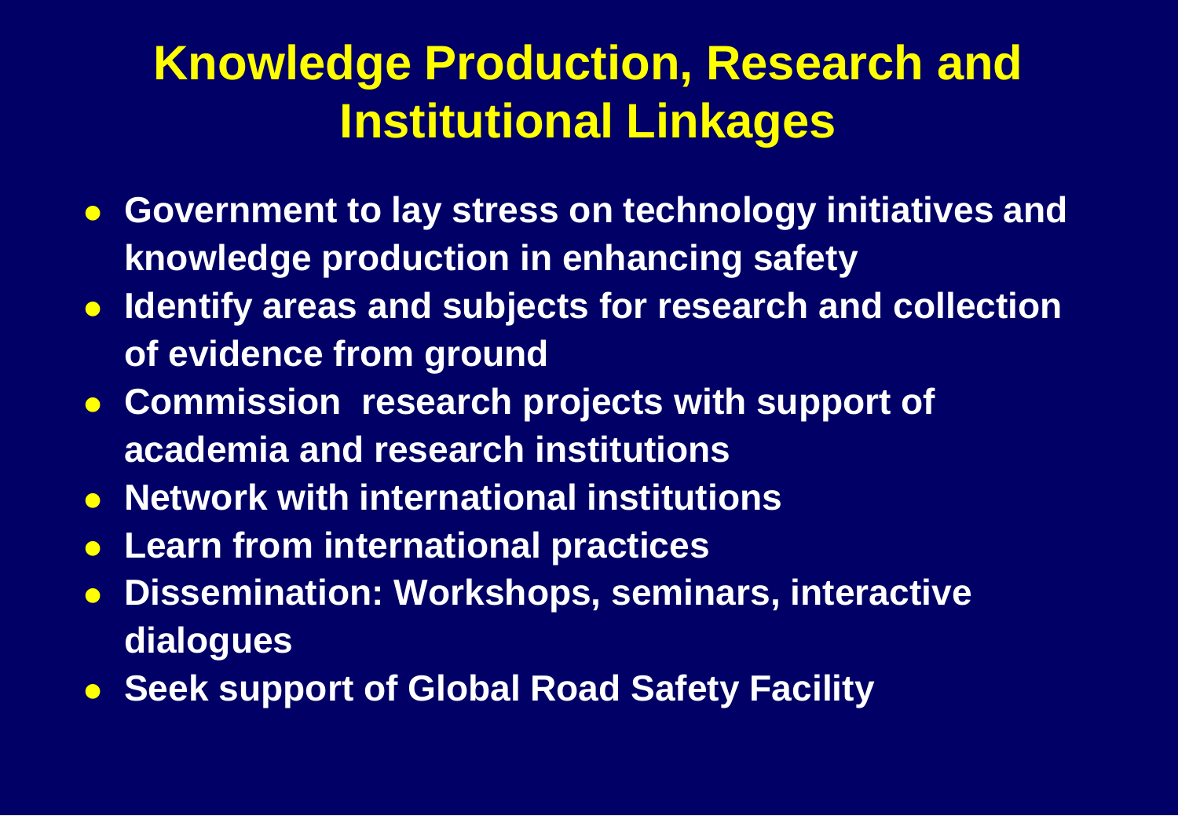# Knowledge Production, Research and Institutional Linkages

- **Government to lay stress on technology initiatives and knowledge production in enhancing safety**
- **Identify areas and subjects for research and collection of evidence from ground**
- **Commission research projects with support of academia and research institutions**
- **Network with international institutions**
- **Learn from international practices**
- **Dissemination: Workshops, seminars, interactive dialogues**
- **Seek support of Global Road Safety Facility**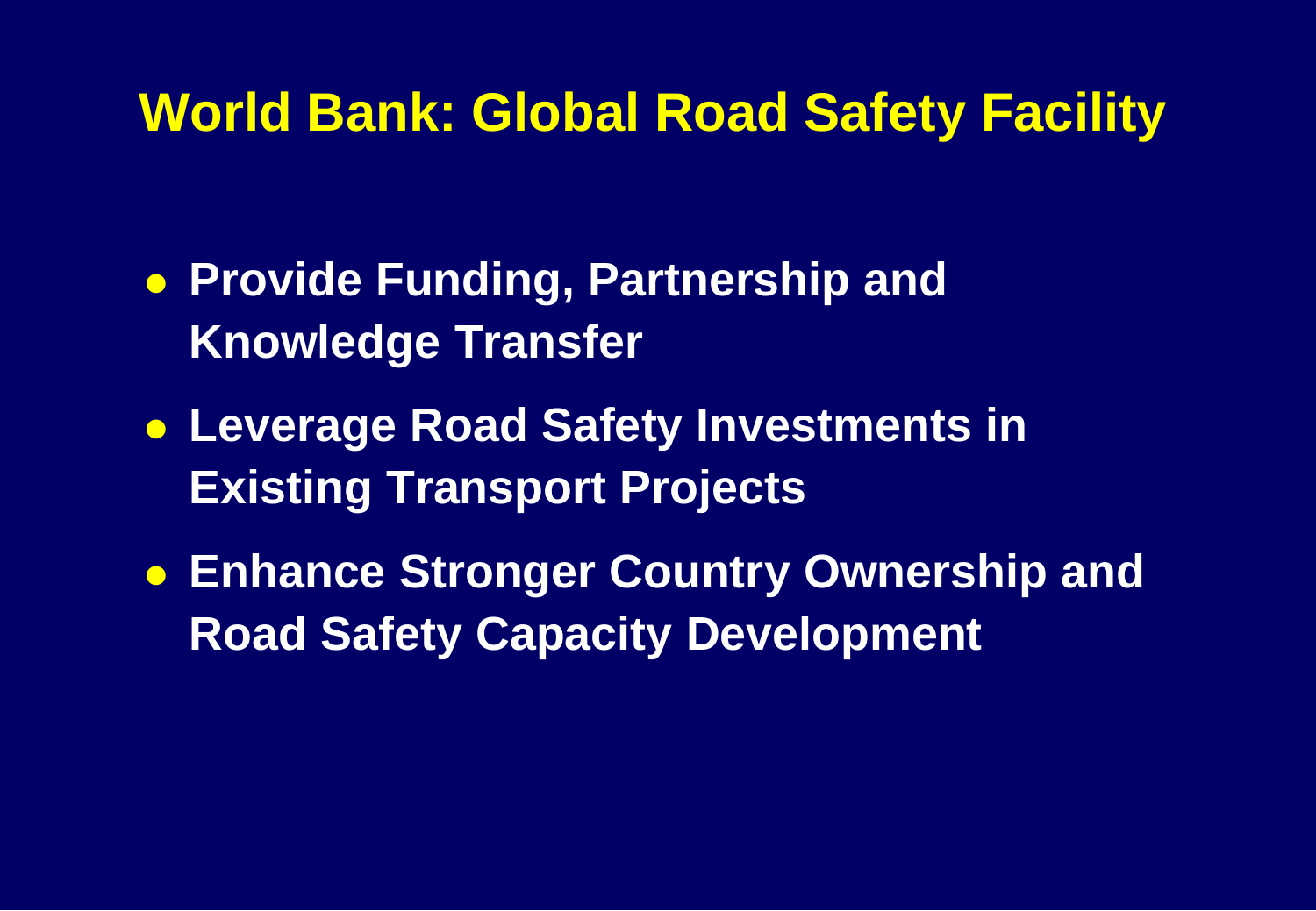# World Bank: Global Road Safety Facility

- Provide Funding, Partnership and Knowledge Transfer
- Leverage Road Safety Investments in Existing Transport Projects
- Enhance Stronger Country Ownership and Road Safety Capacity Development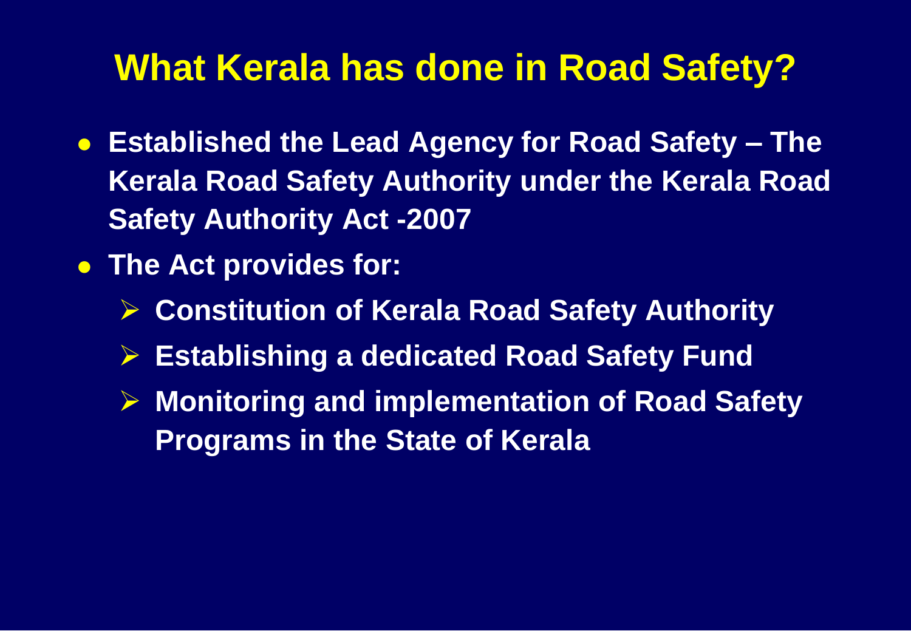# What Kerala has done in Road Safety?

- **Established the Lead Agency for Road Safety – The Kerala Road Safety Authority under the Kerala Road Safety Authority Act -2007**
- **The Act provides for:**
  - **Constitution of Kerala Road Safety Authority**
  - **Establishing a dedicated Road Safety Fund**
  - **Monitoring and implementation of Road Safety Programs in the State of Kerala**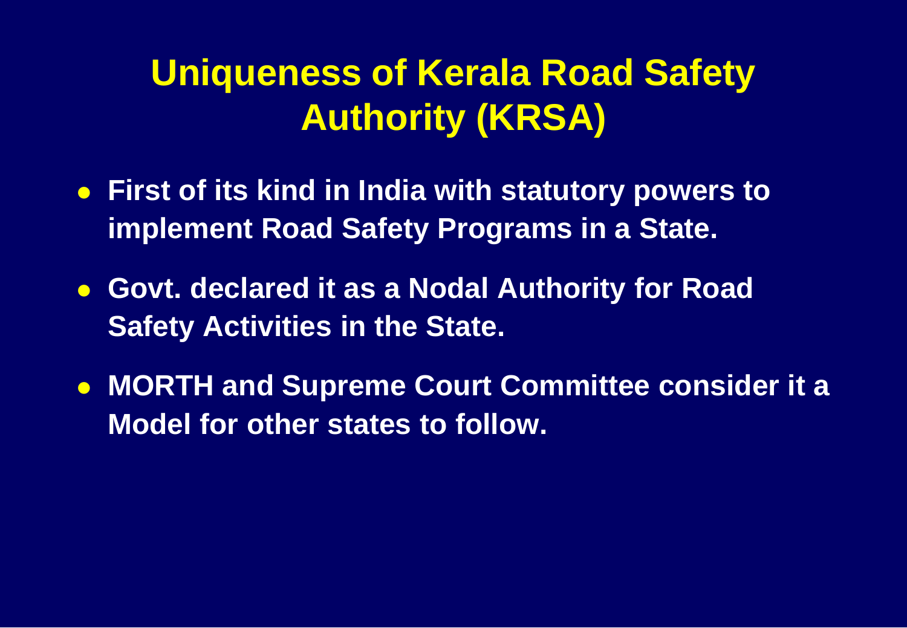# Uniqueness of Kerala Road Safety Authority (KRSA)

- **First of its kind in India with statutory powers to implement Road Safety Programs in a State.**
- **Govt. declared it as a Nodal Authority for Road Safety Activities in the State.**
- **MORTH and Supreme Court Committee consider it a Model for other states to follow.**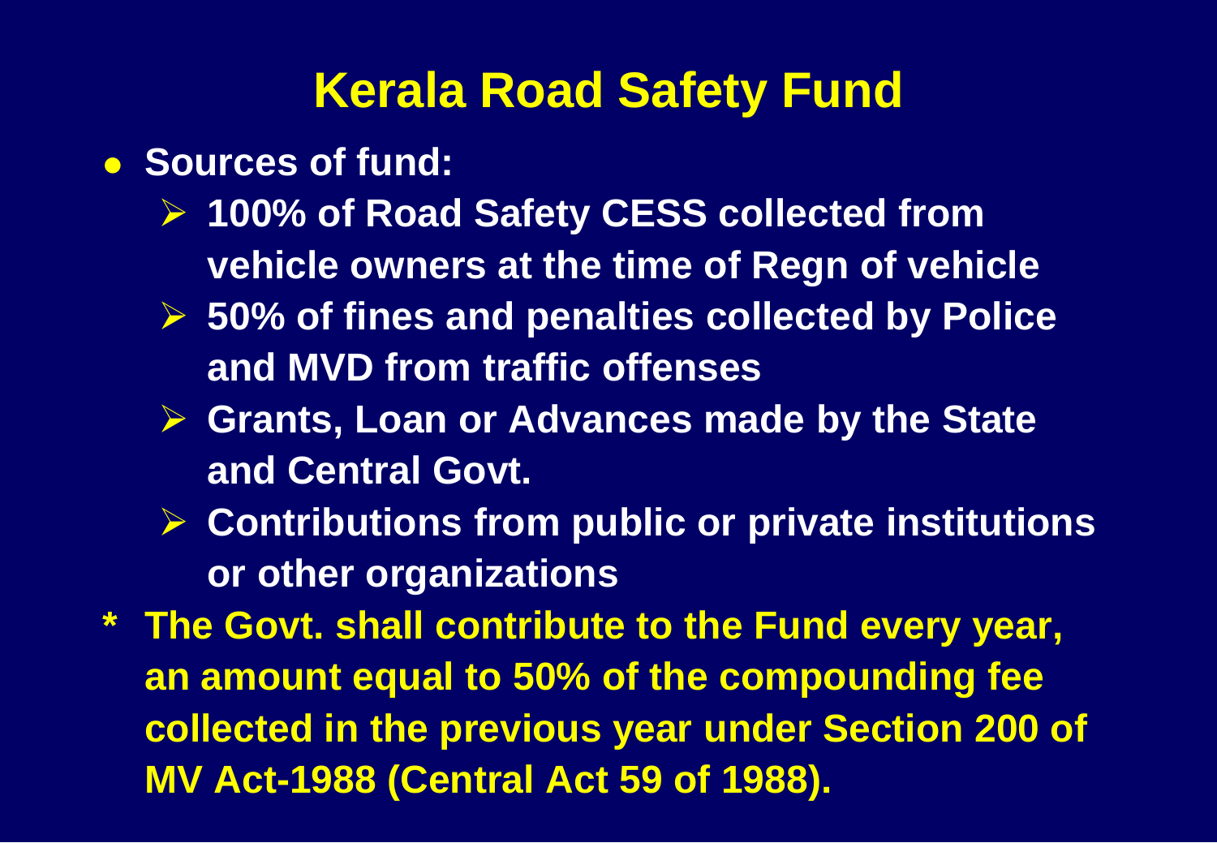# Kerala Road Safety Fund

- **Sources of fund:**
  - **100% of Road Safety CESS collected from vehicle owners at the time of Regn of vehicle**
  - **50% of fines and penalties collected by Police and MVD from traffic offenses**
  - **Grants, Loan or Advances made by the State and Central Govt.**
  - **Contributions from public or private institutions or other organizations**

\* **The Govt. shall contribute to the Fund every year, an amount equal to 50% of the compounding fee collected in the previous year under Section 200 of MV Act-1988 (Central Act 59 of 1988).**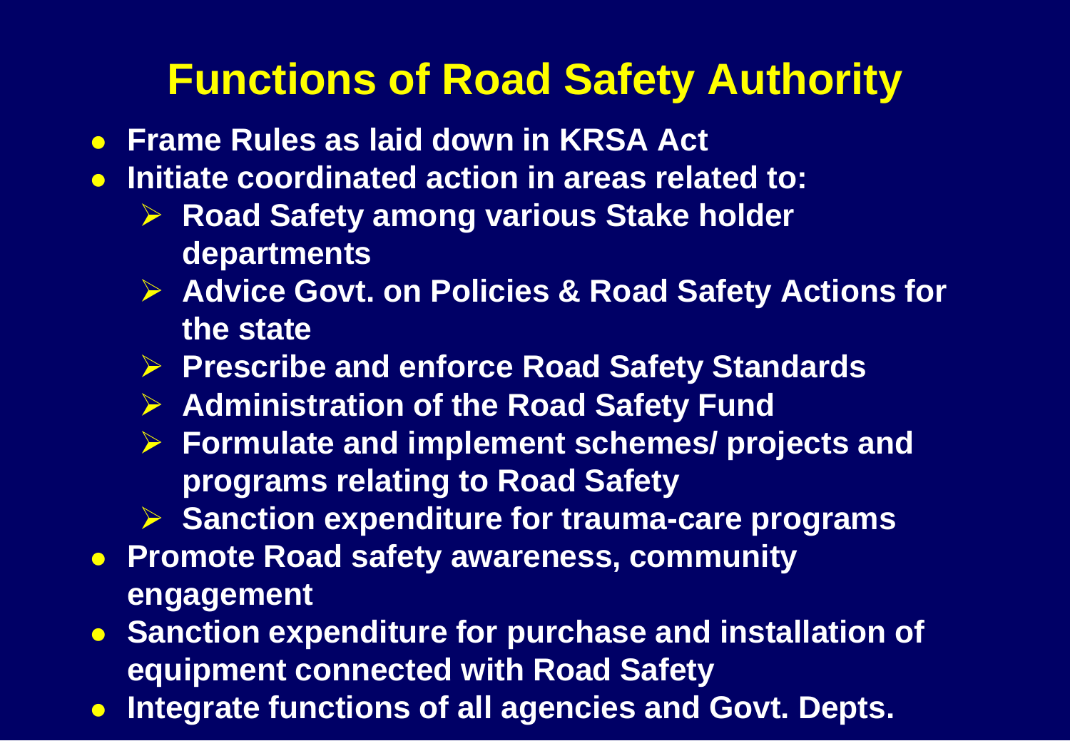# Functions of Road Safety Authority

- Frame Rules as laid down in KRSA Act
- Initiate coordinated action in areas related to:
  - Road Safety among various Stake holder departments
  - Advice Govt. on Policies & Road Safety Actions for the state
  - Prescribe and enforce Road Safety Standards
  - Administration of the Road Safety Fund
  - Formulate and implement schemes/ projects and programs relating to Road Safety
  - Sanction expenditure for trauma-care programs
- Promote Road safety awareness, community engagement
- Sanction expenditure for purchase and installation of equipment connected with Road Safety
- Integrate functions of all agencies and Govt. Depts.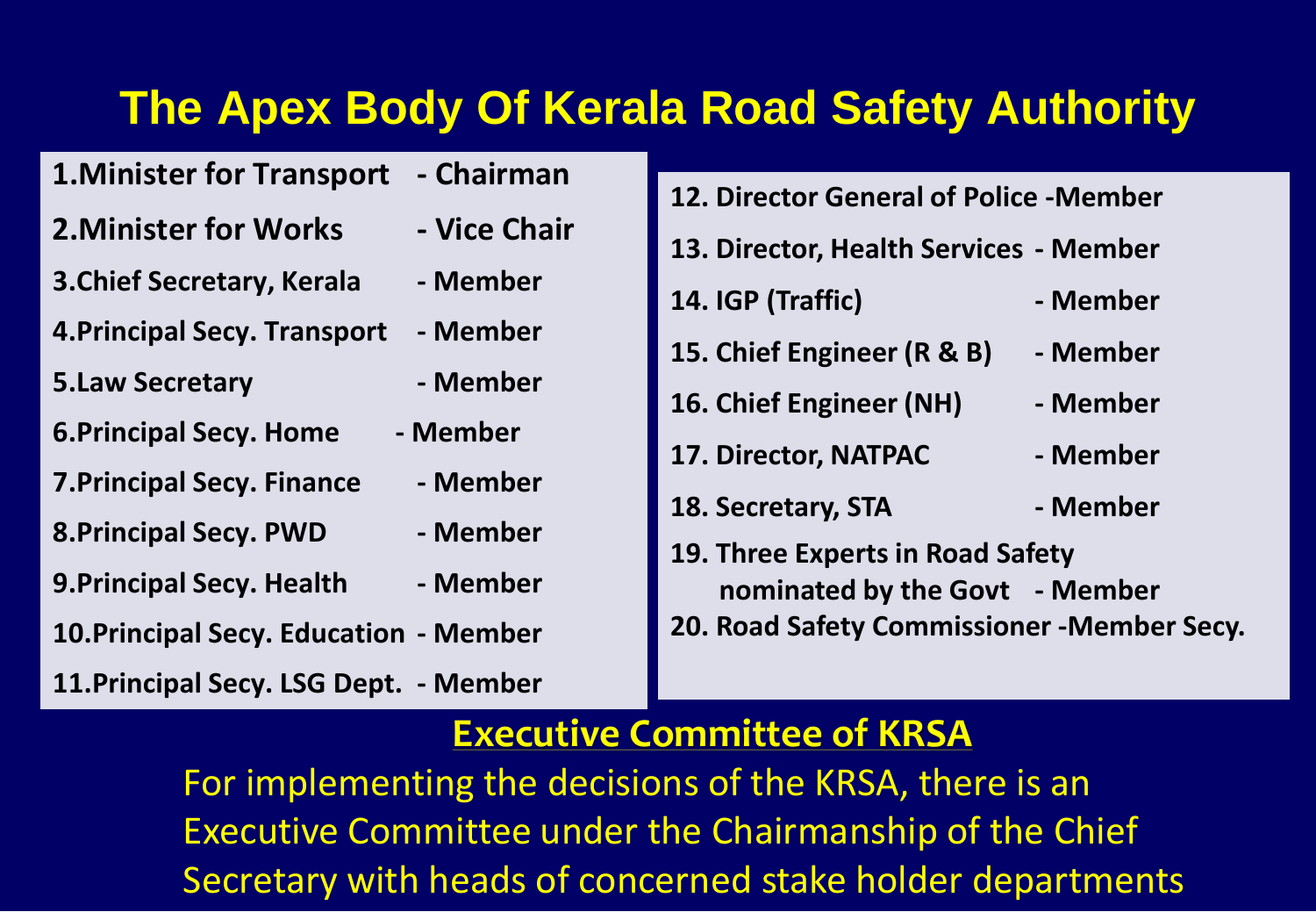# The Apex Body Of Kerala Road Safety Authority

1. Minister for Transport - Chairman
2. Minister for Works - Vice Chair
3. Chief Secretary, Kerala - Member
4. Principal Secy. Transport - Member
5. Law Secretary - Member
6. Principal Secy. Home - Member
7. Principal Secy. Finance - Member
8. Principal Secy. PWD - Member
9. Principal Secy. Health - Member
10. Principal Secy. Education - Member
11. Principal Secy. LSG Dept. - Member
12. Director General of Police - Member
13. Director, Health Services - Member
14. IGP (Traffic) - Member
15. Chief Engineer (R & B) - Member
16. Chief Engineer (NH) - Member
17. Director, NATPAC - Member
18. Secretary, STA - Member
19. Three Experts in Road Safety nominated by the Govt - Member
20. Road Safety Commissioner - Member Secy.

## Executive Committee of KRSA

For implementing the decisions of the KRSA, there is an Executive Committee under the Chairmanship of the Chief Secretary with heads of concerned stake holder departments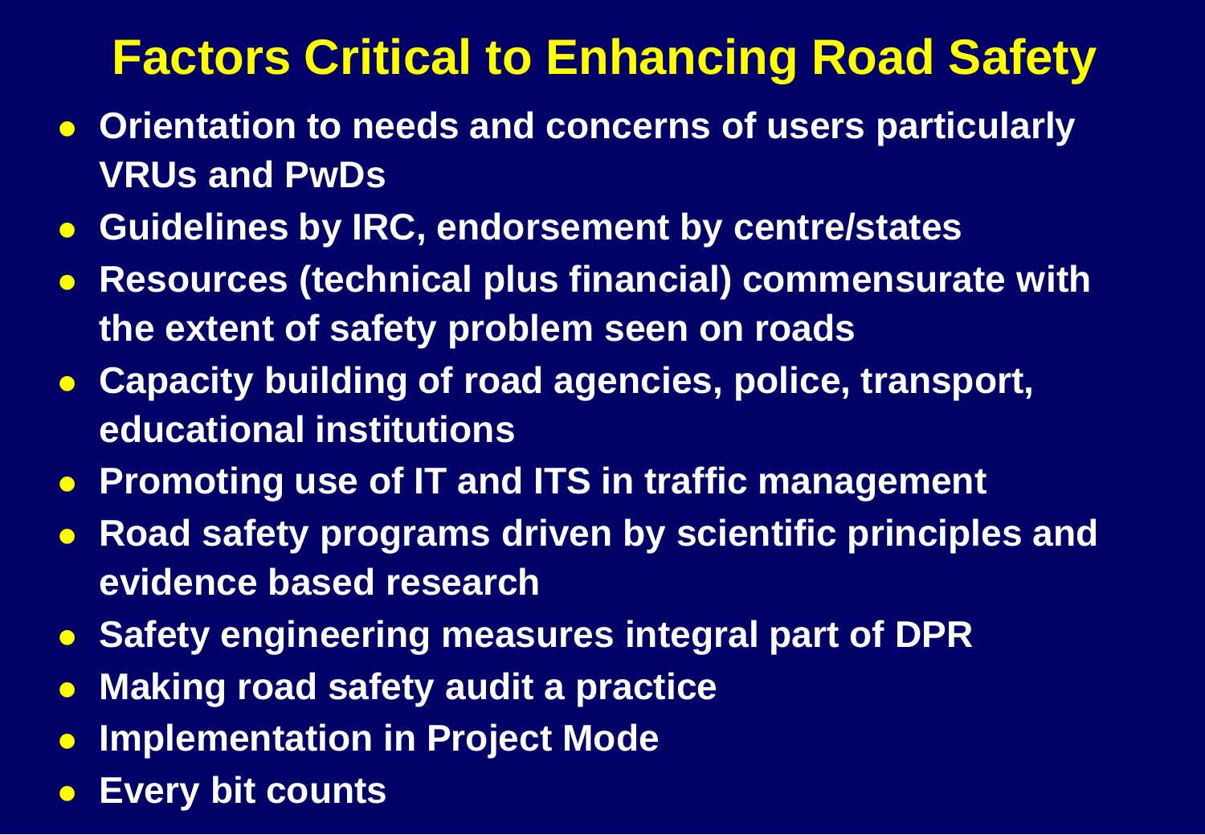# Factors Critical to Enhancing Road Safety

- **Orientation to needs and concerns of users particularly VRUs and PwDs**
- **Guidelines by IRC, endorsement by centre/states**
- **Resources (technical plus financial) commensurate with the extent of safety problem seen on roads**
- **Capacity building of road agencies, police, transport, educational institutions**
- **Promoting use of IT and ITS in traffic management**
- **Road safety programs driven by scientific principles and evidence based research**
- **Safety engineering measures integral part of DPR**
- **Making road safety audit a practice**
- **Implementation in Project Mode**
- **Every bit counts**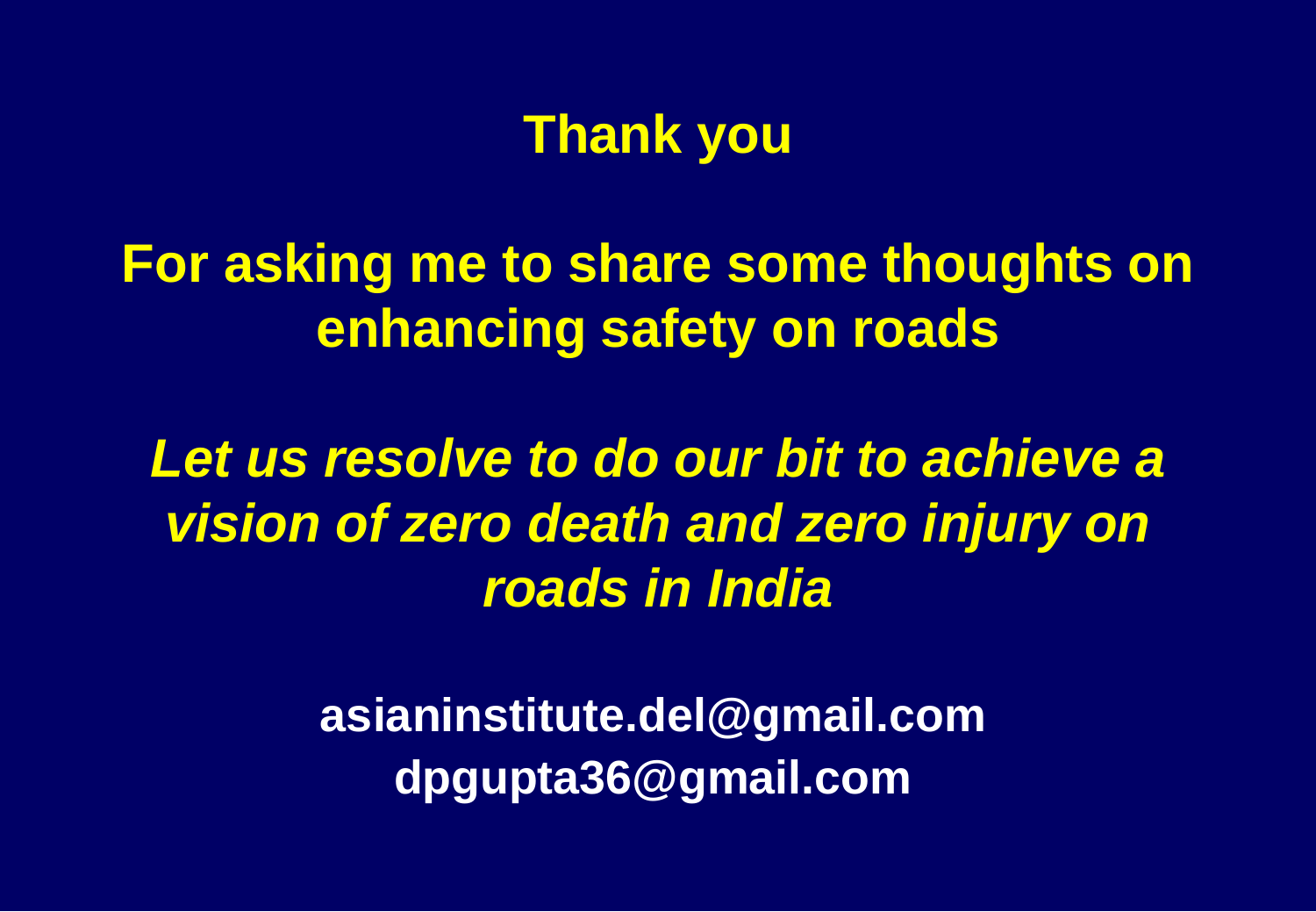# Thank you

**For asking me to share some thoughts on enhancing safety on roads**

***Let us resolve to do our bit to achieve a vision of zero death and zero injury on roads in India***

**asianinstitute.del@gmail.com**
**dpgupta36@gmail.com**